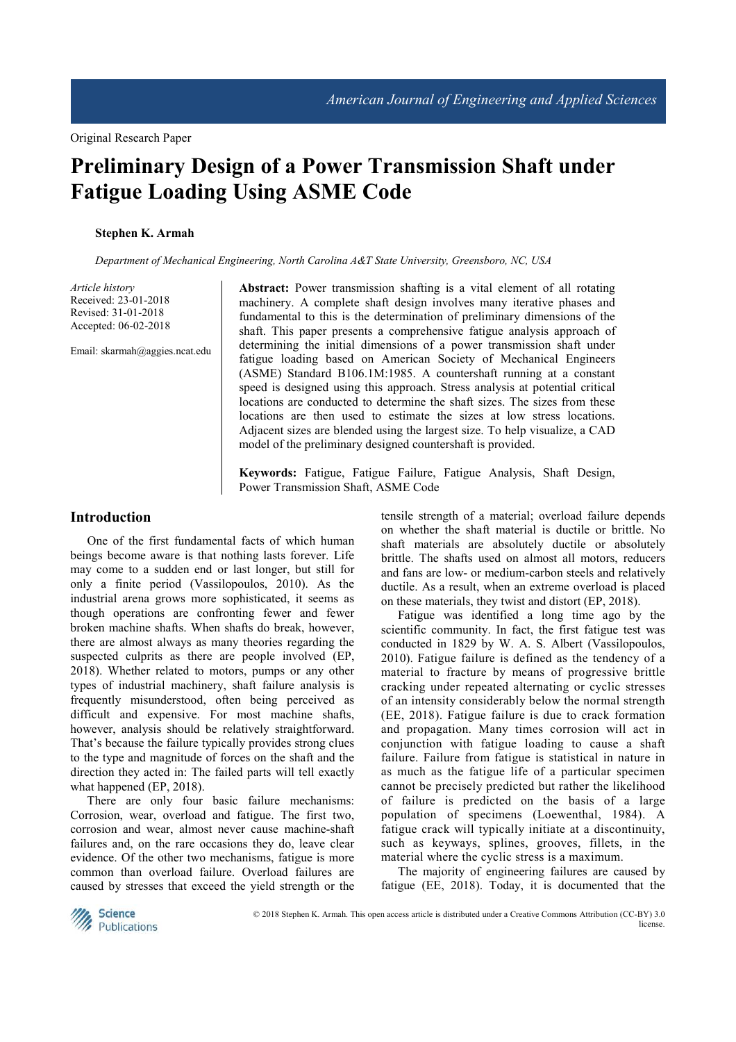Original Research Paper

# Preliminary Design of a Power Transmission Shaft under Fatigue Loading Using ASME Code

**Stephen K. Armah**

*Department of Mechanical Engineering, North Carolina A&T State University, Greensboro, NC, USA*

*Article history*
Received: 23-01-2018
Revised: 31-01-2018
Accepted: 06-02-2018

Email: skarmah@aggies.ncat.edu

**Abstract:** Power transmission shafting is a vital element of all rotating machinery. A complete shaft design involves many iterative phases and fundamental to this is the determination of preliminary dimensions of the shaft. This paper presents a comprehensive fatigue analysis approach of determining the initial dimensions of a power transmission shaft under fatigue loading based on American Society of Mechanical Engineers (ASME) Standard B106.1M:1985. A countershaft running at a constant speed is designed using this approach. Stress analysis at potential critical locations are conducted to determine the shaft sizes. The sizes from these locations are then used to estimate the sizes at low stress locations. Adjacent sizes are blended using the largest size. To help visualize, a CAD model of the preliminary designed countershaft is provided.

**Keywords:** Fatigue, Fatigue Failure, Fatigue Analysis, Shaft Design, Power Transmission Shaft, ASME Code

## Introduction

One of the first fundamental facts of which human beings become aware is that nothing lasts forever. Life may come to a sudden end or last longer, but still for only a finite period (Vassilopoulos, 2010). As the industrial arena grows more sophisticated, it seems as though operations are confronting fewer and fewer broken machine shafts. When shafts do break, however, there are almost always as many theories regarding the suspected culprits as there are people involved (EP, 2018). Whether related to motors, pumps or any other types of industrial machinery, shaft failure analysis is frequently misunderstood, often being perceived as difficult and expensive. For most machine shafts, however, analysis should be relatively straightforward. That's because the failure typically provides strong clues to the type and magnitude of forces on the shaft and the direction they acted in: The failed parts will tell exactly what happened (EP, 2018).

There are only four basic failure mechanisms: Corrosion, wear, overload and fatigue. The first two, corrosion and wear, almost never cause machine-shaft failures and, on the rare occasions they do, leave clear evidence. Of the other two mechanisms, fatigue is more common than overload failure. Overload failures are caused by stresses that exceed the yield strength or the tensile strength of a material; overload failure depends on whether the shaft material is ductile or brittle. No shaft materials are absolutely ductile or absolutely brittle. The shafts used on almost all motors, reducers and fans are low- or medium-carbon steels and relatively ductile. As a result, when an extreme overload is placed on these materials, they twist and distort (EP, 2018).

Fatigue was identified a long time ago by the scientific community. In fact, the first fatigue test was conducted in 1829 by W. A. S. Albert (Vassilopoulos, 2010). Fatigue failure is defined as the tendency of a material to fracture by means of progressive brittle cracking under repeated alternating or cyclic stresses of an intensity considerably below the normal strength (EE, 2018). Fatigue failure is due to crack formation and propagation. Many times corrosion will act in conjunction with fatigue loading to cause a shaft failure. Failure from fatigue is statistical in nature in as much as the fatigue life of a particular specimen cannot be precisely predicted but rather the likelihood of failure is predicted on the basis of a large population of specimens (Loewenthal, 1984). A fatigue crack will typically initiate at a discontinuity, such as keyways, splines, grooves, fillets, in the material where the cyclic stress is a maximum.

The majority of engineering failures are caused by fatigue (EE, 2018). Today, it is documented that the

© 2018 Stephen K. Armah. This open access article is distributed under a Creative Commons Attribution (CC-BY) 3.0 license.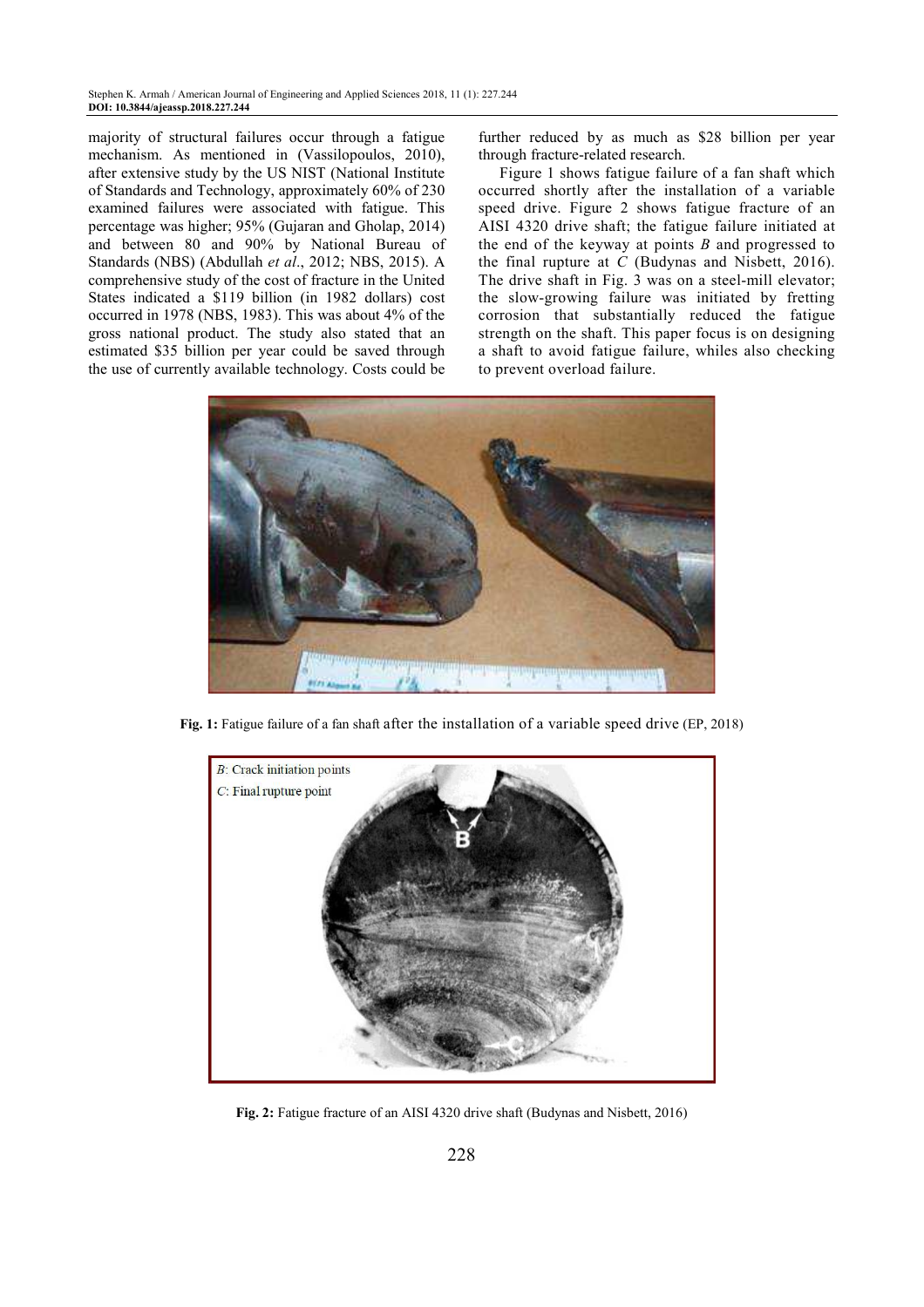majority of structural failures occur through a fatigue mechanism. As mentioned in (Vassilopoulos, 2010), after extensive study by the US NIST (National Institute of Standards and Technology, approximately 60% of 230 examined failures were associated with fatigue. This percentage was higher; 95% (Gujaran and Gholap, 2014) and between 80 and 90% by National Bureau of Standards (NBS) (Abdullah *et al*., 2012; NBS, 2015). A comprehensive study of the cost of fracture in the United States indicated a $119 billion (in 1982 dollars) cost occurred in 1978 (NBS, 1983). This was about 4% of the gross national product. The study also stated that an estimated $35 billion per year could be saved through the use of currently available technology. Costs could be further reduced by as much as $28 billion per year through fracture-related research.

Figure 1 shows fatigue failure of a fan shaft which occurred shortly after the installation of a variable speed drive. Figure 2 shows fatigue fracture of an AISI 4320 drive shaft; the fatigue failure initiated at the end of the keyway at points *B* and progressed to the final rupture at *C* (Budynas and Nisbett, 2016). The drive shaft in Fig. 3 was on a steel-mill elevator; the slow-growing failure was initiated by fretting corrosion that substantially reduced the fatigue strength on the shaft. This paper focus is on designing a shaft to avoid fatigue failure, whiles also checking to prevent overload failure.

**Fig. 1:** Fatigue failure of a fan shaft after the installation of a variable speed drive (EP, 2018)

*B*: Crack initiation points
*C*: Final rupture point

**Fig. 2:** Fatigue fracture of an AISI 4320 drive shaft (Budynas and Nisbett, 2016)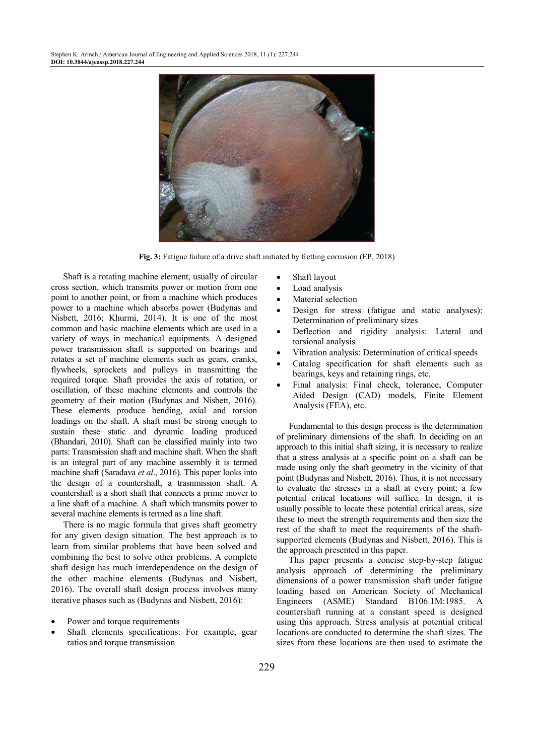**Fig. 3:** Fatigue failure of a drive shaft initiated by fretting corrosion (EP, 2018)

Shaft is a rotating machine element, usually of circular cross section, which transmits power or motion from one point to another point, or from a machine which produces power to a machine which absorbs power (Budynas and Nisbett, 2016; Khurmi, 2014). It is one of the most common and basic machine elements which are used in a variety of ways in mechanical equipments. A designed power transmission shaft is supported on bearings and rotates a set of machine elements such as gears, cranks, flywheels, sprockets and pulleys in transmitting the required torque. Shaft provides the axis of rotation, or oscillation, of these machine elements and controls the geometry of their motion (Budynas and Nisbett, 2016). These elements produce bending, axial and torsion loadings on the shaft. A shaft must be strong enough to sustain these static and dynamic loading produced (Bhandari, 2010). Shaft can be classified mainly into two parts: Transmission shaft and machine shaft. When the shaft is an integral part of any machine assembly it is termed machine shaft (Saradava *et al*., 2016). This paper looks into the design of a countershaft, a trasnmission shaft. A countershaft is a short shaft that connects a prime mover to a line shaft of a machine. A shaft which transmits power to several machine elements is termed as a line shaft.

There is no magic formula that gives shaft geometry for any given design situation. The best approach is to learn from similar problems that have been solved and combining the best to solve other problems. A complete shaft design has much interdependence on the design of the other machine elements (Budynas and Nisbett, 2016). The overall shaft design process involves many iterative phases such as (Budynas and Nisbett, 2016):

- Power and torque requirements
- Shaft elements specifications: For example, gear ratios and torque transmission
- Shaft layout
- Load analysis
- Material selection
- Design for stress (fatigue and static analyses): Determination of preliminary sizes
- Deflection and rigidity analysis: Lateral and torsional analysis
- Vibration analysis: Determination of critical speeds
- Catalog specification for shaft elements such as bearings, keys and retaining rings, etc.
- Final analysis: Final check, tolerance, Computer Aided Design (CAD) models, Finite Element Analysis (FEA), etc.

Fundamental to this design process is the determination of preliminary dimensions of the shaft. In deciding on an approach to this initial shaft sizing, it is necessary to realize that a stress analysis at a specific point on a shaft can be made using only the shaft geometry in the vicinity of that point (Budynas and Nisbett, 2016). Thus, it is not necessary to evaluate the stresses in a shaft at every point; a few potential critical locations will suffice. In design, it is usually possible to locate these potential critical areas, size these to meet the strength requirements and then size the rest of the shaft to meet the requirements of the shaft-supported elements (Budynas and Nisbett, 2016). This is the approach presented in this paper.

This paper presents a concise step-by-step fatigue analysis approach of determining the preliminary dimensions of a power transmission shaft under fatigue loading based on American Society of Mechanical Engineers (ASME) Standard B106.1M:1985. A countershaft running at a constant speed is designed using this approach. Stress analysis at potential critical locations are conducted to determine the shaft sizes. The sizes from these locations are then used to estimate the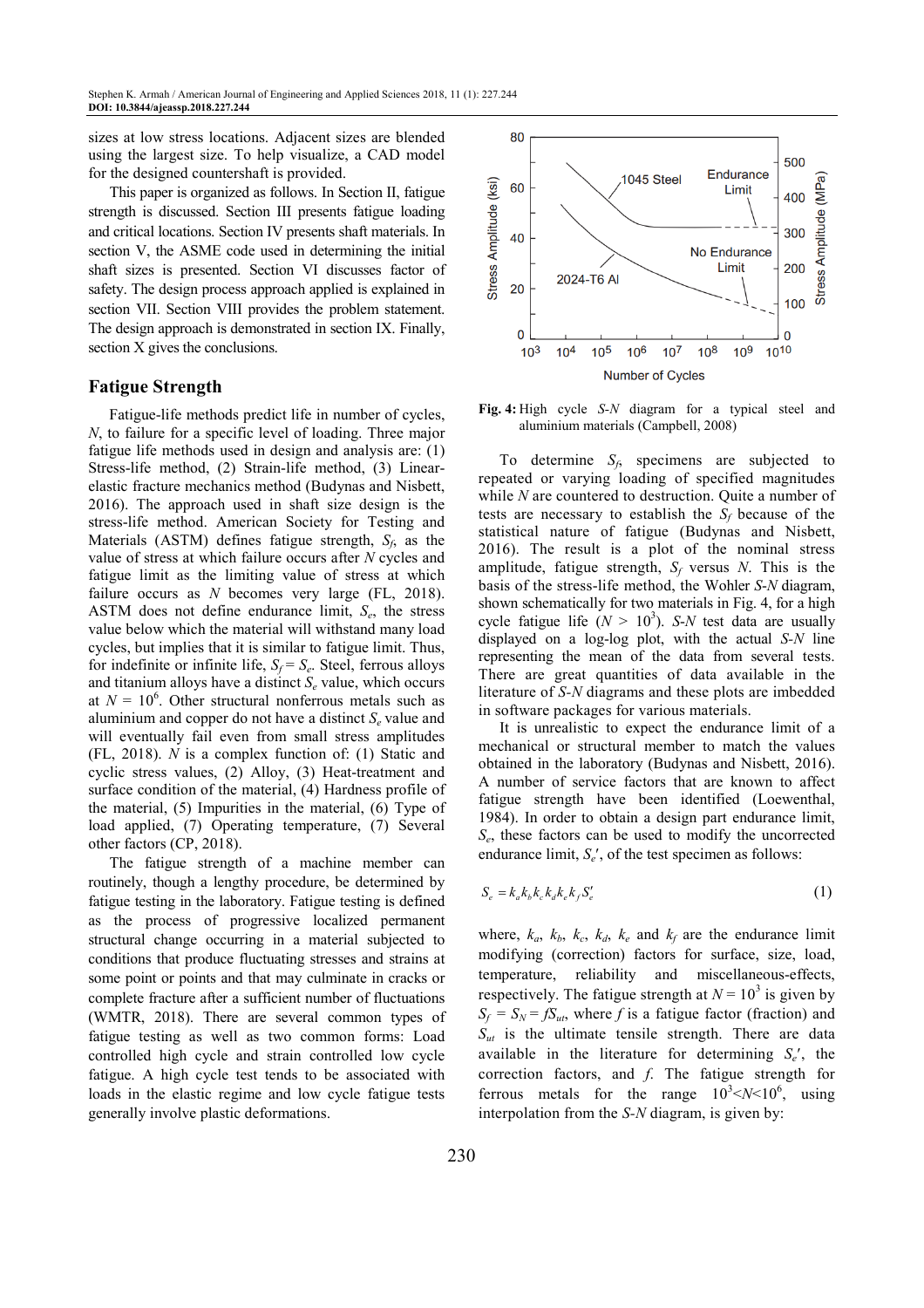sizes at low stress locations. Adjacent sizes are blended using the largest size. To help visualize, a CAD model for the designed countershaft is provided.

This paper is organized as follows. In Section II, fatigue strength is discussed. Section III presents fatigue loading and critical locations. Section IV presents shaft materials. In section V, the ASME code used in determining the initial shaft sizes is presented. Section VI discusses factor of safety. The design process approach applied is explained in section VII. Section VIII provides the problem statement. The design approach is demonstrated in section IX. Finally, section X gives the conclusions.

## Fatigue Strength

Fatigue-life methods predict life in number of cycles, $N$, to failure for a specific level of loading. Three major fatigue life methods used in design and analysis are: (1) Stress-life method, (2) Strain-life method, (3) Linear-elastic fracture mechanics method (Budynas and Nisbett, 2016). The approach used in shaft size design is the stress-life method. American Society for Testing and Materials (ASTM) defines fatigue strength, $S_f$, as the value of stress at which failure occurs after $N$ cycles and fatigue limit as the limiting value of stress at which failure occurs as $N$ becomes very large (FL, 2018). ASTM does not define endurance limit, $S_e$, the stress value below which the material will withstand many load cycles, but implies that it is similar to fatigue limit. Thus, for indefinite or infinite life, $S_f = S_e$. Steel, ferrous alloys and titanium alloys have a distinct $S_e$ value, which occurs at $N = 10^6$. Other structural nonferrous metals such as aluminium and copper do not have a distinct $S_e$ value and will eventually fail even from small stress amplitudes (FL, 2018). $N$ is a complex function of: (1) Static and cyclic stress values, (2) Alloy, (3) Heat-treatment and surface condition of the material, (4) Hardness profile of the material, (5) Impurities in the material, (6) Type of load applied, (7) Operating temperature, (7) Several other factors (CP, 2018).

The fatigue strength of a machine member can routinely, though a lengthy procedure, be determined by fatigue testing in the laboratory. Fatigue testing is defined as the process of progressive localized permanent structural change occurring in a material subjected to conditions that produce fluctuating stresses and strains at some point or points and that may culminate in cracks or complete fracture after a sufficient number of fluctuations (WMTR, 2018). There are several common types of fatigue testing as well as two common forms: Load controlled high cycle and strain controlled low cycle fatigue. A high cycle test tends to be associated with loads in the elastic regime and low cycle fatigue tests generally involve plastic deformations.

**Fig. 4:** High cycle *S-N* diagram for a typical steel and aluminium materials (Campbell, 2008)

To determine $S_f$, specimens are subjected to repeated or varying loading of specified magnitudes while $N$ are countered to destruction. Quite a number of tests are necessary to establish the $S_f$ because of the statistical nature of fatigue (Budynas and Nisbett, 2016). The result is a plot of the nominal stress amplitude, fatigue strength, $S_f$ versus $N$. This is the basis of the stress-life method, the Wohler *S-N* diagram, shown schematically for two materials in Fig. 4, for a high cycle fatigue life ($N > 10^3$). *S-N* test data are usually displayed on a log-log plot, with the actual *S-N* line representing the mean of the data from several tests. There are great quantities of data available in the literature of *S-N* diagrams and these plots are imbedded in software packages for various materials.

It is unrealistic to expect the endurance limit of a mechanical or structural member to match the values obtained in the laboratory (Budynas and Nisbett, 2016). A number of service factors that are known to affect fatigue strength have been identified (Loewenthal, 1984). In order to obtain a design part endurance limit, $S_e$, these factors can be used to modify the uncorrected endurance limit, $S_e'$, of the test specimen as follows:

$$S_e = k_a k_b k_c k_d k_e k_f S_e' \tag{1}$$

where, $k_a$, $k_b$, $k_c$, $k_d$, $k_e$ and $k_f$ are the endurance limit modifying (correction) factors for surface, size, load, temperature, reliability and miscellaneous-effects, respectively. The fatigue strength at $N = 10^3$ is given by $S_f = S_N = fS_{ut}$, where $f$ is a fatigue factor (fraction) and $S_{ut}$ is the ultimate tensile strength. There are data available in the literature for determining $S_e'$, the correction factors, and $f$. The fatigue strength for ferrous metals for the range $10^3 < N < 10^6$, using interpolation from the *S-N* diagram, is given by: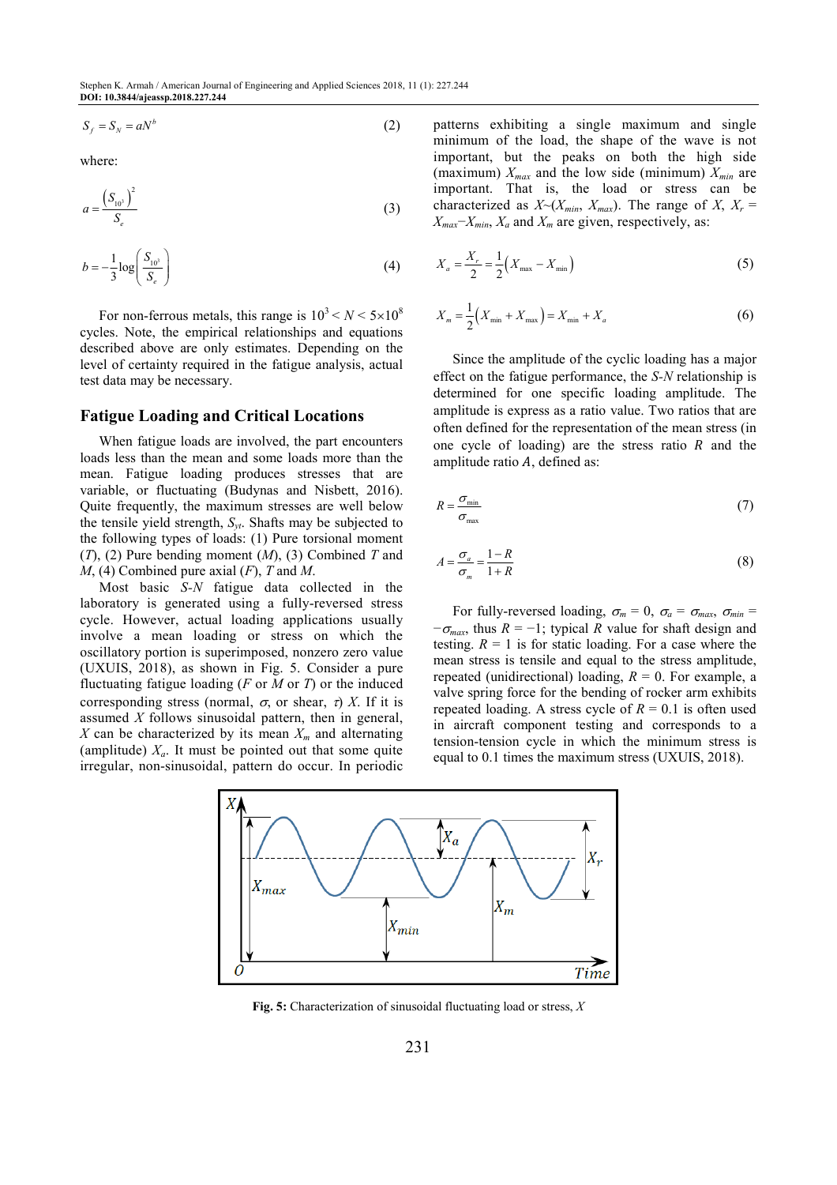$$S_f = S_N = aN^b \tag{2}$$

where:

$$a = \frac{\left(S_{10^3}\right)^2}{S_e} \tag{3}$$

$$b = -\frac{1}{3}\log\left(\frac{S_{10^3}}{S_e}\right) \tag{4}$$

For non-ferrous metals, this range is $10^3 < N < 5\times10^8$ cycles. Note, the empirical relationships and equations described above are only estimates. Depending on the level of certainty required in the fatigue analysis, actual test data may be necessary.

## Fatigue Loading and Critical Locations

When fatigue loads are involved, the part encounters loads less than the mean and some loads more than the mean. Fatigue loading produces stresses that are variable, or fluctuating (Budynas and Nisbett, 2016). Quite frequently, the maximum stresses are well below the tensile yield strength, $S_{yt}$. Shafts may be subjected to the following types of loads: (1) Pure torsional moment ($T$), (2) Pure bending moment ($M$), (3) Combined $T$ and $M$, (4) Combined pure axial ($F$), $T$ and $M$.

Most basic *S-N* fatigue data collected in the laboratory is generated using a fully-reversed stress cycle. However, actual loading applications usually involve a mean loading or stress on which the oscillatory portion is superimposed, nonzero zero value (UXUIS, 2018), as shown in Fig. 5. Consider a pure fluctuating fatigue loading ($F$ or $M$ or $T$) or the induced corresponding stress (normal, $\sigma$, or shear, $\tau$) $X$. If it is assumed $X$ follows sinusoidal pattern, then in general, $X$ can be characterized by its mean $X_m$ and alternating (amplitude) $X_a$. It must be pointed out that some quite irregular, non-sinusoidal, pattern do occur. In periodic patterns exhibiting a single maximum and single minimum of the load, the shape of the wave is not important, but the peaks on both the high side (maximum) $X_{max}$ and the low side (minimum) $X_{min}$ are important. That is, the load or stress can be characterized as $X\text{\textasciitilde}(X_{min}, X_{max})$. The range of $X$, $X_r = X_{max} - X_{min}$, $X_a$ and $X_m$ are given, respectively, as:

$$X_a = \frac{X_r}{2} = \frac{1}{2}\left(X_{max} - X_{min}\right) \tag{5}$$

$$X_m = \frac{1}{2}\left(X_{min} + X_{max}\right) = X_{min} + X_a \tag{6}$$

Since the amplitude of the cyclic loading has a major effect on the fatigue performance, the *S-N* relationship is determined for one specific loading amplitude. The amplitude is express as a ratio value. Two ratios that are often defined for the representation of the mean stress (in one cycle of loading) are the stress ratio $R$ and the amplitude ratio $A$, defined as:

$$R = \frac{\sigma_{min}}{\sigma_{max}} \tag{7}$$

$$A = \frac{\sigma_a}{\sigma_m} = \frac{1-R}{1+R} \tag{8}$$

For fully-reversed loading, $\sigma_m = 0$, $\sigma_a = \sigma_{max}$, $\sigma_{min} = -\sigma_{max}$, thus $R = -1$; typical $R$ value for shaft design and testing. $R = 1$ is for static loading. For a case where the mean stress is tensile and equal to the stress amplitude, repeated (unidirectional) loading, $R = 0$. For example, a valve spring force for the bending of rocker arm exhibits repeated loading. A stress cycle of $R = 0.1$ is often used in aircraft component testing and corresponds to a tension-tension cycle in which the minimum stress is equal to 0.1 times the maximum stress (UXUIS, 2018).

**Fig. 5:** Characterization of sinusoidal fluctuating load or stress, $X$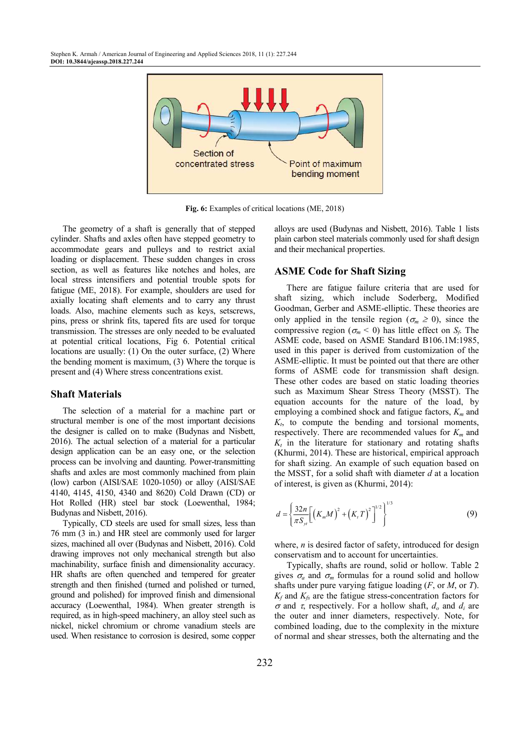Fig. 6: Examples of critical locations (ME, 2018)

The geometry of a shaft is generally that of stepped cylinder. Shafts and axles often have stepped geometry to accommodate gears and pulleys and to restrict axial loading or displacement. These sudden changes in cross section, as well as features like notches and holes, are local stress intensifiers and potential trouble spots for fatigue (ME, 2018). For example, shoulders are used for axially locating shaft elements and to carry any thrust loads. Also, machine elements such as keys, setscrews, pins, press or shrink fits, tapered fits are used for torque transmission. The stresses are only needed to be evaluated at potential critical locations, Fig 6. Potential critical locations are usually: (1) On the outer surface, (2) Where the bending moment is maximum, (3) Where the torque is present and (4) Where stress concentrations exist.

## Shaft Materials

The selection of a material for a machine part or structural member is one of the most important decisions the designer is called on to make (Budynas and Nisbett, 2016). The actual selection of a material for a particular design application can be an easy one, or the selection process can be involving and daunting. Power-transmitting shafts and axles are most commonly machined from plain (low) carbon (AISI/SAE 1020-1050) or alloy (AISI/SAE 4140, 4145, 4150, 4340 and 8620) Cold Drawn (CD) or Hot Rolled (HR) steel bar stock (Loewenthal, 1984; Budynas and Nisbett, 2016).

Typically, CD steels are used for small sizes, less than 76 mm (3 in.) and HR steel are commonly used for larger sizes, machined all over (Budynas and Nisbett, 2016). Cold drawing improves not only mechanical strength but also machinability, surface finish and dimensionality accuracy. HR shafts are often quenched and tempered for greater strength and then finished (turned and polished or turned, ground and polished) for improved finish and dimensional accuracy (Loewenthal, 1984). When greater strength is required, as in high-speed machinery, an alloy steel such as nickel, nickel chromium or chrome vanadium steels are used. When resistance to corrosion is desired, some copper alloys are used (Budynas and Nisbett, 2016). Table 1 lists plain carbon steel materials commonly used for shaft design and their mechanical properties.

## ASME Code for Shaft Sizing

There are fatigue failure criteria that are used for shaft sizing, which include Soderberg, Modified Goodman, Gerber and ASME-elliptic. These theories are only applied in the tensile region ($\sigma_m \geq 0$), since the compressive region ($\sigma_m < 0$) has little effect on $S_f$. The ASME code, based on ASME Standard B106.1M:1985, used in this paper is derived from customization of the ASME-elliptic. It must be pointed out that there are other forms of ASME code for transmission shaft design. These other codes are based on static loading theories such as Maximum Shear Stress Theory (MSST). The equation accounts for the nature of the load, by employing a combined shock and fatigue factors, $K_m$ and $K_t$, to compute the bending and torsional moments, respectively. There are recommended values for $K_m$ and $K_t$ in the literature for stationary and rotating shafts (Khurmi, 2014). These are historical, empirical approach for shaft sizing. An example of such equation based on the MSST, for a solid shaft with diameter $d$ at a location of interest, is given as (Khurmi, 2014):

$$d = \left\{ \frac{32n}{\pi S_{yt}} \left[ \left(K_m M\right)^2 + \left(K_t T\right)^2 \right]^{1/2} \right\}^{1/3} \quad (9)$$

where, $n$ is desired factor of safety, introduced for design conservatism and to account for uncertainties.

Typically, shafts are round, solid or hollow. Table 2 gives $\sigma_a$ and $\sigma_m$ formulas for a round solid and hollow shafts under pure varying fatigue loading ($F$, or $M$, or $T$). $K_f$ and $K_{fs}$ are the fatigue stress-concentration factors for $\sigma$ and $\tau$, respectively. For a hollow shaft, $d_o$ and $d_i$ are the outer and inner diameters, respectively. Note, for combined loading, due to the complexity in the mixture of normal and shear stresses, both the alternating and the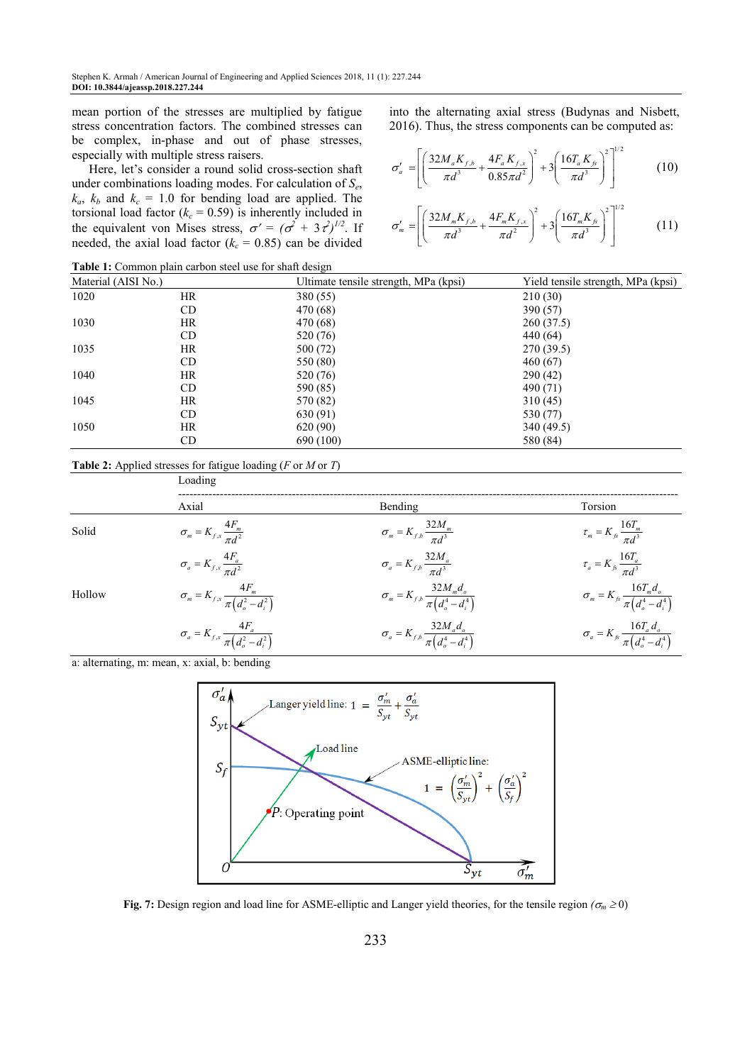mean portion of the stresses are multiplied by fatigue stress concentration factors. The combined stresses can be complex, in-phase and out of phase stresses, especially with multiple stress raisers.

Here, let's consider a round solid cross-section shaft under combinations loading modes. For calculation of $S_e$, $k_a$, $k_b$ and $k_c$ = 1.0 for bending load are applied. The torsional load factor ($k_c$ = 0.59) is inherently included in the equivalent von Mises stress, $\sigma' = (\sigma^2 + 3\tau^2)^{1/2}$. If needed, the axial load factor ($k_c$ = 0.85) can be divided into the alternating axial stress (Budynas and Nisbett, 2016). Thus, the stress components can be computed as:

$$\sigma'_a = \left[\left(\frac{32M_a K_{f,b}}{\pi d^3} + \frac{4F_a K_{f,x}}{0.85\pi d^2}\right)^2 + 3\left(\frac{16T_a K_{fs}}{\pi d^3}\right)^2\right]^{1/2} \tag{10}$$

$$\sigma'_m = \left[\left(\frac{32M_m K_{f,b}}{\pi d^3} + \frac{4F_m K_{f,x}}{\pi d^2}\right)^2 + 3\left(\frac{16T_m K_{fs}}{\pi d^3}\right)^2\right]^{1/2} \tag{11}$$

**Table 1:** Common plain carbon steel use for shaft design

| Material (AISI No.) | | Ultimate tensile strength, MPa (kpsi) | Yield tensile strength, MPa (kpsi) |
|---|---|---|---|
| 1020 | HR | 380 (55) | 210 (30) |
| | CD | 470 (68) | 390 (57) |
| 1030 | HR | 470 (68) | 260 (37.5) |
| | CD | 520 (76) | 440 (64) |
| 1035 | HR | 500 (72) | 270 (39.5) |
| | CD | 550 (80) | 460 (67) |
| 1040 | HR | 520 (76) | 290 (42) |
| | CD | 590 (85) | 490 (71) |
| 1045 | HR | 570 (82) | 310 (45) |
| | CD | 630 (91) | 530 (77) |
| 1050 | HR | 620 (90) | 340 (49.5) |
| | CD | 690 (100) | 580 (84) |

**Table 2:** Applied stresses for fatigue loading ($F$ or $M$ or $T$)

| | Loading | | |
|---|---|---|---|
| | Axial | Bending | Torsion |
| Solid | $\sigma_m = K_{f,x}\frac{4F_m}{\pi d^2}$ | $\sigma_m = K_{f,b}\frac{32M_m}{\pi d^3}$ | $\tau_m = K_{fs}\frac{16T_m}{\pi d^3}$ |
| | $\sigma_a = K_{f,x}\frac{4F_a}{\pi d^2}$ | $\sigma_a = K_{f,b}\frac{32M_a}{\pi d^3}$ | $\tau_a = K_{fs}\frac{16T_a}{\pi d^3}$ |
| Hollow | $\sigma_m = K_{f,x}\frac{4F_m}{\pi\left(d_o^2 - d_i^2\right)}$ | $\sigma_m = K_{f,b}\frac{32M_m d_o}{\pi\left(d_o^4 - d_i^4\right)}$ | $\sigma_m = K_{fs}\frac{16T_m d_o}{\pi\left(d_o^4 - d_i^4\right)}$ |
| | $\sigma_a = K_{f,x}\frac{4F_a}{\pi\left(d_o^2 - d_i^2\right)}$ | $\sigma_a = K_{f,b}\frac{32M_a d_o}{\pi\left(d_o^4 - d_i^4\right)}$ | $\sigma_a = K_{fs}\frac{16T_a d_o}{\pi\left(d_o^4 - d_i^4\right)}$ |

a: alternating, m: mean, x: axial, b: bending

**Fig. 7:** Design region and load line for ASME-elliptic and Langer yield theories, for the tensile region ($\sigma_m \geq 0$)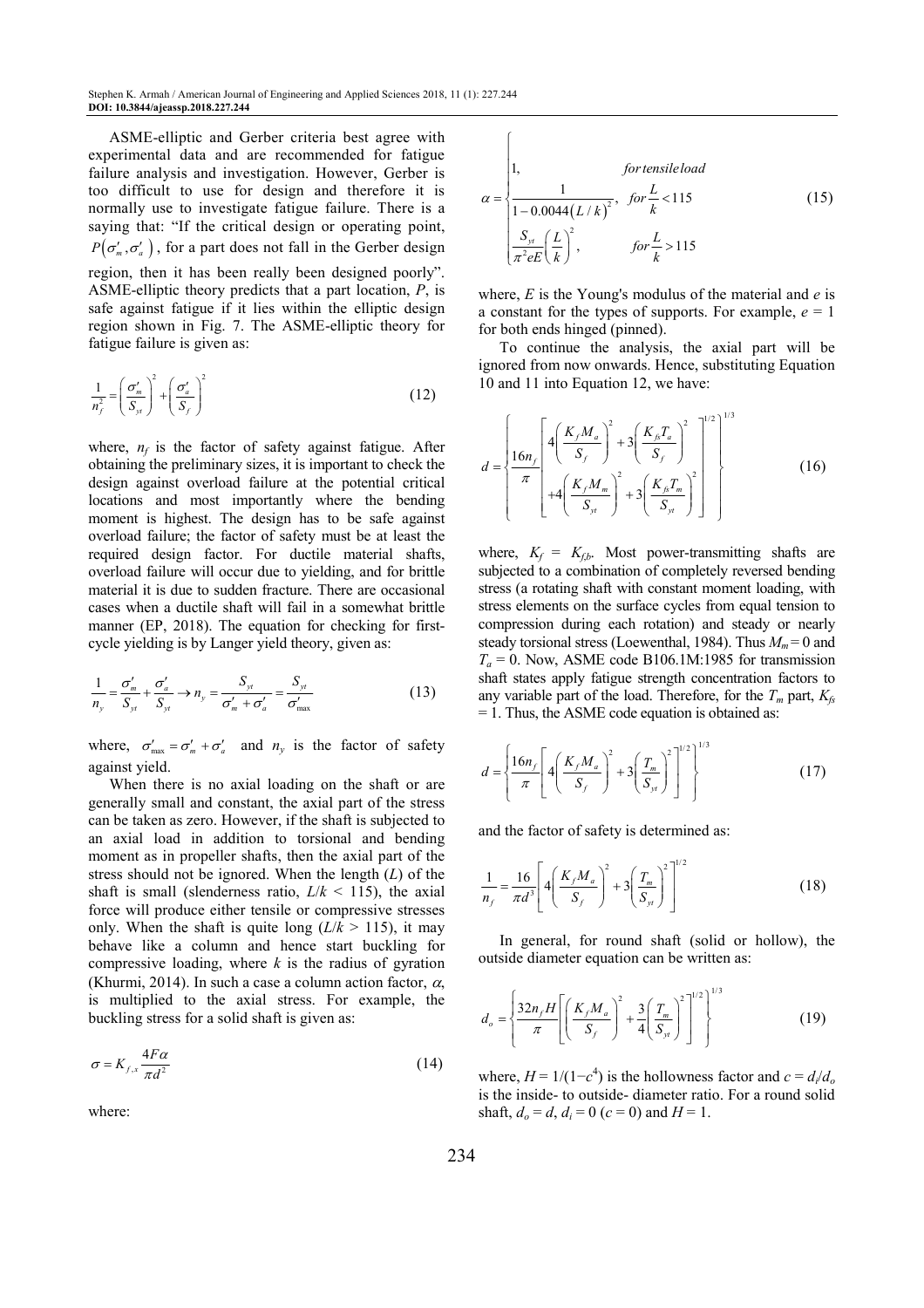ASME-elliptic and Gerber criteria best agree with experimental data and are recommended for fatigue failure analysis and investigation. However, Gerber is too difficult to use for design and therefore it is normally use to investigate fatigue failure. There is a saying that: "If the critical design or operating point, $P(\sigma'_m, \sigma'_a)$, for a part does not fall in the Gerber design region, then it has been really been designed poorly". ASME-elliptic theory predicts that a part location, $P$, is safe against fatigue if it lies within the elliptic design region shown in Fig. 7. The ASME-elliptic theory for fatigue failure is given as:

$$\frac{1}{n_f^2} = \left(\frac{\sigma'_m}{S_{yt}}\right)^2 + \left(\frac{\sigma'_a}{S_f}\right)^2 \tag{12}$$

where, $n_f$ is the factor of safety against fatigue. After obtaining the preliminary sizes, it is important to check the design against overload failure at the potential critical locations and most importantly where the bending moment is highest. The design has to be safe against overload failure; the factor of safety must be at least the required design factor. For ductile material shafts, overload failure will occur due to yielding, and for brittle material it is due to sudden fracture. There are occasional cases when a ductile shaft will fail in a somewhat brittle manner (EP, 2018). The equation for checking for first-cycle yielding is by Langer yield theory, given as:

$$\frac{1}{n_y} = \frac{\sigma'_m}{S_{yt}} + \frac{\sigma'_a}{S_{yt}} \rightarrow n_y = \frac{S_{yt}}{\sigma'_m + \sigma'_a} = \frac{S_{yt}}{\sigma'_{max}} \tag{13}$$

where, $\sigma'_{max} = \sigma'_m + \sigma'_a$ and $n_y$ is the factor of safety against yield.

When there is no axial loading on the shaft or are generally small and constant, the axial part of the stress can be taken as zero. However, if the shaft is subjected to an axial load in addition to torsional and bending moment as in propeller shafts, then the axial part of the stress should not be ignored. When the length ($L$) of the shaft is small (slenderness ratio, $L/k < 115$), the axial force will produce either tensile or compressive stresses only. When the shaft is quite long ($L/k > 115$), it may behave like a column and hence start buckling for compressive loading, where $k$ is the radius of gyration (Khurmi, 2014). In such a case a column action factor, $\alpha$, is multiplied to the axial stress. For example, the buckling stress for a solid shaft is given as:

$$\sigma = K_{f,x} \frac{4F\alpha}{\pi d^2} \tag{14}$$

where:

$$\alpha = \begin{cases} 1, & for\ tensile\ load \\ \dfrac{1}{1 - 0.0044(L/k)^2}, & for\ \dfrac{L}{k} < 115 \\ \dfrac{S_{yt}}{\pi^2 eE}\left(\dfrac{L}{k}\right)^2, & for\ \dfrac{L}{k} > 115 \end{cases} \tag{15}$$

where, $E$ is the Young's modulus of the material and $e$ is a constant for the types of supports. For example, $e = 1$ for both ends hinged (pinned).

To continue the analysis, the axial part will be ignored from now onwards. Hence, substituting Equation 10 and 11 into Equation 12, we have:

$$d = \left\{ \frac{16n_f}{\pi} \left[ 4\left(\frac{K_f M_a}{S_f}\right)^2 + 3\left(\frac{K_{fs} T_a}{S_f}\right)^2 + 4\left(\frac{K_f M_m}{S_{yt}}\right)^2 + 3\left(\frac{K_{fs} T_m}{S_{yt}}\right)^2 \right]^{1/2} \right\}^{1/3} \tag{16}$$

where, $K_f = K_{f,b}$. Most power-transmitting shafts are subjected to a combination of completely reversed bending stress (a rotating shaft with constant moment loading, with stress elements on the surface cycles from equal tension to compression during each rotation) and steady or nearly steady torsional stress (Loewenthal, 1984). Thus $M_m = 0$ and $T_a = 0$. Now, ASME code B106.1M:1985 for transmission shaft states apply fatigue strength concentration factors to any variable part of the load. Therefore, for the $T_m$ part, $K_{fs} = 1$. Thus, the ASME code equation is obtained as:

$$d = \left\{ \frac{16n_f}{\pi} \left[ 4\left(\frac{K_f M_a}{S_f}\right)^2 + 3\left(\frac{T_m}{S_{yt}}\right)^2 \right]^{1/2} \right\}^{1/3} \tag{17}$$

and the factor of safety is determined as:

$$\frac{1}{n_f} = \frac{16}{\pi d^3} \left[ 4\left(\frac{K_f M_a}{S_f}\right)^2 + 3\left(\frac{T_m}{S_{yt}}\right)^2 \right]^{1/2} \tag{18}$$

In general, for round shaft (solid or hollow), the outside diameter equation can be written as:

$$d_o = \left\{ \frac{32n_f H}{\pi} \left[ \left(\frac{K_f M_a}{S_f}\right)^2 + \frac{3}{4}\left(\frac{T_m}{S_{yt}}\right)^2 \right]^{1/2} \right\}^{1/3} \tag{19}$$

where, $H = 1/(1-c^4)$ is the hollowness factor and $c = d_i/d_o$ is the inside- to outside- diameter ratio. For a round solid shaft, $d_o = d$, $d_i = 0$ ($c = 0$) and $H = 1$.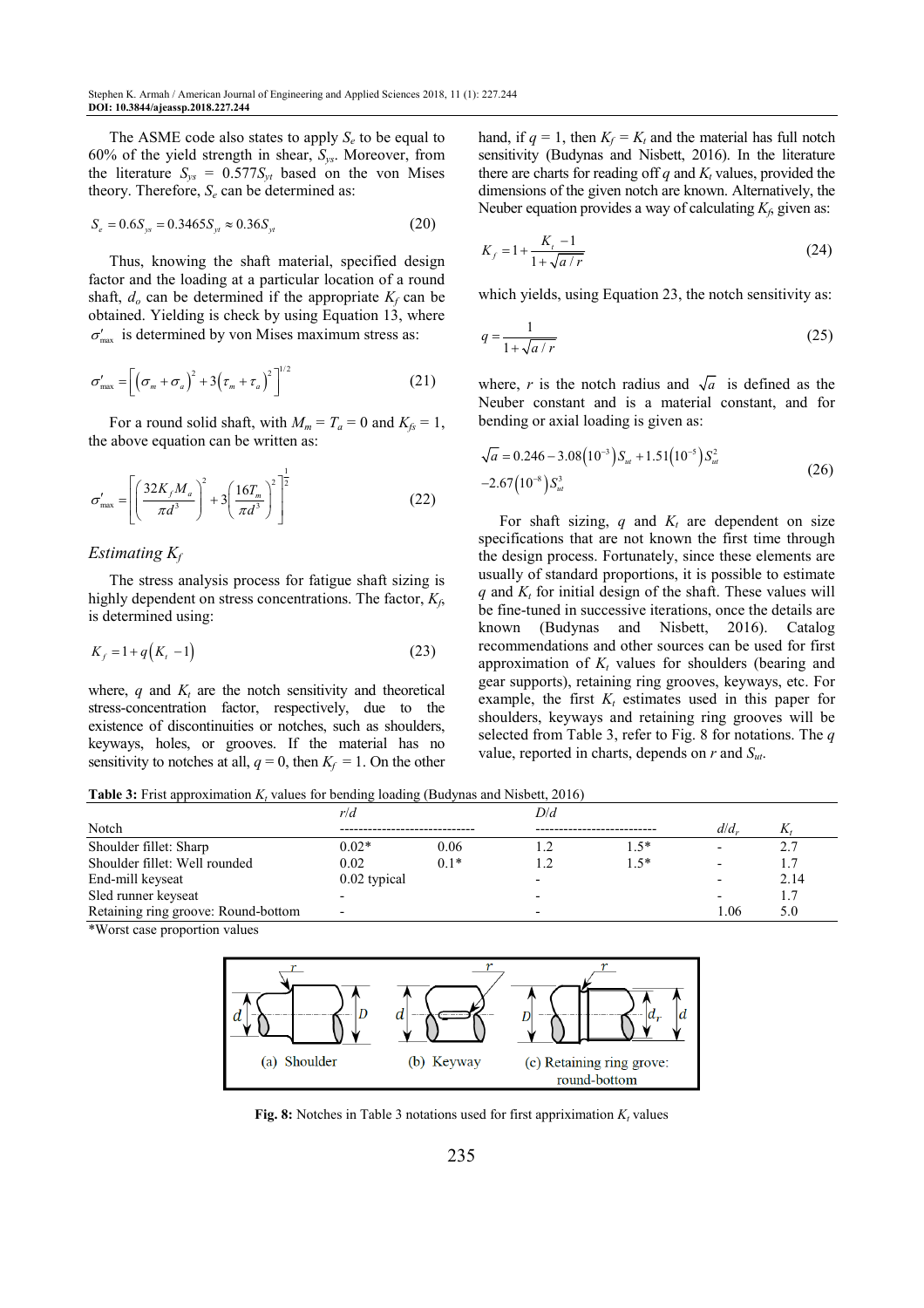The ASME code also states to apply $S_e$ to be equal to 60% of the yield strength in shear, $S_{ys}$. Moreover, from the literature $S_{ys} = 0.577S_{yt}$ based on the von Mises theory. Therefore, $S_e$ can be determined as:

$$S_e = 0.6S_{ys} = 0.3465S_{yt} \approx 0.36S_{yt} \tag{20}$$

Thus, knowing the shaft material, specified design factor and the loading at a particular location of a round shaft, $d_o$ can be determined if the appropriate $K_f$ can be obtained. Yielding is check by using Equation 13, where $\sigma'_{max}$ is determined by von Mises maximum stress as:

$$\sigma'_{max} = \left[\left(\sigma_m + \sigma_a\right)^2 + 3\left(\tau_m + \tau_a\right)^2\right]^{1/2} \tag{21}$$

For a round solid shaft, with $M_m = T_a = 0$ and $K_{fs} = 1$, the above equation can be written as:

$$\sigma'_{max} = \left[\left(\frac{32K_f M_a}{\pi d^3}\right)^2 + 3\left(\frac{16T_m}{\pi d^3}\right)^2\right]^{\frac{1}{2}} \tag{22}$$

### *Estimating $K_f$*

The stress analysis process for fatigue shaft sizing is highly dependent on stress concentrations. The factor, $K_f$, is determined using:

$$K_f = 1 + q\left(K_t - 1\right) \tag{23}$$

where, $q$ and $K_t$ are the notch sensitivity and theoretical stress-concentration factor, respectively, due to the existence of discontinuities or notches, such as shoulders, keyways, holes, or grooves. If the material has no sensitivity to notches at all, $q = 0$, then $K_f = 1$. On the other hand, if $q = 1$, then $K_f = K_t$ and the material has full notch sensitivity (Budynas and Nisbett, 2016). In the literature there are charts for reading off $q$ and $K_t$ values, provided the dimensions of the given notch are known. Alternatively, the Neuber equation provides a way of calculating $K_f$, given as:

$$K_f = 1 + \frac{K_t - 1}{1 + \sqrt{a/r}} \tag{24}$$

which yields, using Equation 23, the notch sensitivity as:

$$q = \frac{1}{1 + \sqrt{a/r}} \tag{25}$$

where, $r$ is the notch radius and $\sqrt{a}$ is defined as the Neuber constant and is a material constant, and for bending or axial loading is given as:

$$\sqrt{a} = 0.246 - 3.08\left(10^{-3}\right)S_{ut} + 1.51\left(10^{-5}\right)S_{ut}^2 - 2.67\left(10^{-8}\right)S_{ut}^3 \tag{26}$$

For shaft sizing, $q$ and $K_t$ are dependent on size specifications that are not known the first time through the design process. Fortunately, since these elements are usually of standard proportions, it is possible to estimate $q$ and $K_t$ for initial design of the shaft. These values will be fine-tuned in successive iterations, once the details are known (Budynas and Nisbett, 2016). Catalog recommendations and other sources can be used for first approximation of $K_t$ values for shoulders (bearing and gear supports), retaining ring grooves, keyways, etc. For example, the first $K_t$ estimates used in this paper for shoulders, keyways and retaining ring grooves will be selected from Table 3, refer to Fig. 8 for notations. The $q$ value, reported in charts, depends on $r$ and $S_{ut}$.

**Table 3:** Frist approximation $K_t$ values for bending loading (Budynas and Nisbett, 2016)

| Notch | $r/d$ | | $D/d$ | | $d/d_r$ | $K_t$ |
|---|---|---|---|---|---|---|
| Shoulder fillet: Sharp | 0.02* | 0.06 | 1.2 | 1.5* | - | 2.7 |
| Shoulder fillet: Well rounded | 0.02 | 0.1* | 1.2 | 1.5* | - | 1.7 |
| End-mill keyseat | 0.02 typical | | - | | - | 2.14 |
| Sled runner keyseat | - | | - | | - | 1.7 |
| Retaining ring groove: Round-bottom | - | | - | | 1.06 | 5.0 |

*Worst case proportion values

**Fig. 8:** Notches in Table 3 notations used for first appriximation $K_t$ values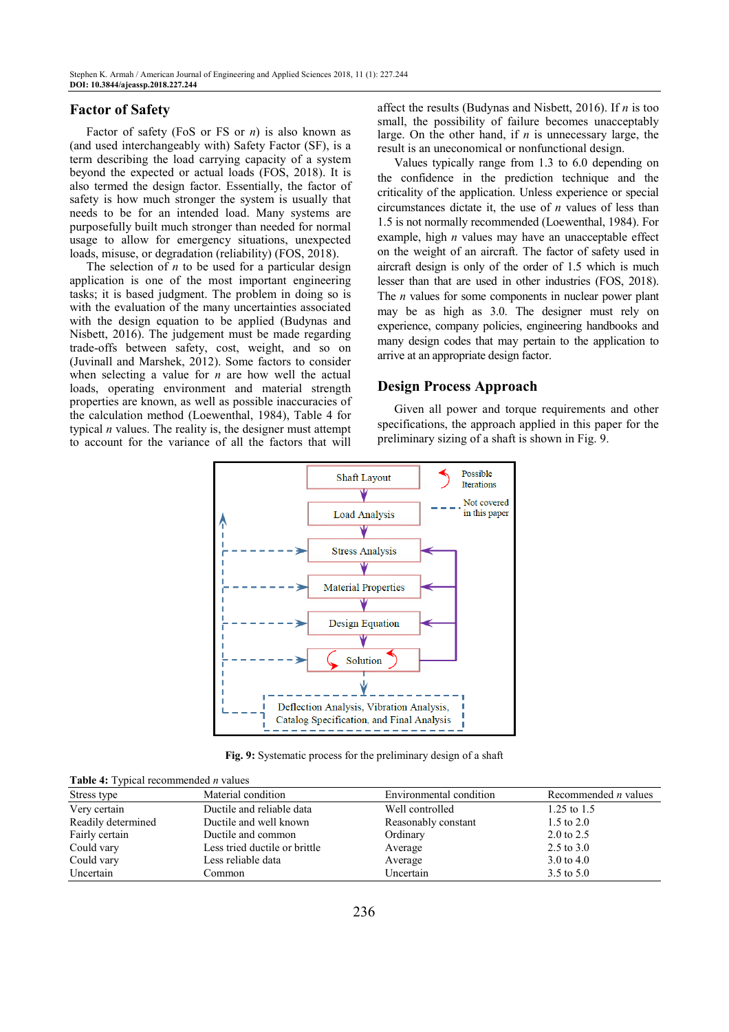## Factor of Safety

Factor of safety (FoS or FS or $n$) is also known as (and used interchangeably with) Safety Factor (SF), is a term describing the load carrying capacity of a system beyond the expected or actual loads (FOS, 2018). It is also termed the design factor. Essentially, the factor of safety is how much stronger the system is usually that needs to be for an intended load. Many systems are purposefully built much stronger than needed for normal usage to allow for emergency situations, unexpected loads, misuse, or degradation (reliability) (FOS, 2018).

The selection of $n$ to be used for a particular design application is one of the most important engineering tasks; it is based judgment. The problem in doing so is with the evaluation of the many uncertainties associated with the design equation to be applied (Budynas and Nisbett, 2016). The judgement must be made regarding trade-offs between safety, cost, weight, and so on (Juvinall and Marshek, 2012). Some factors to consider when selecting a value for $n$ are how well the actual loads, operating environment and material strength properties are known, as well as possible inaccuracies of the calculation method (Loewenthal, 1984), Table 4 for typical $n$ values. The reality is, the designer must attempt to account for the variance of all the factors that will affect the results (Budynas and Nisbett, 2016). If $n$ is too small, the possibility of failure becomes unacceptably large. On the other hand, if $n$ is unnecessary large, the result is an uneconomical or nonfunctional design.

Values typically range from 1.3 to 6.0 depending on the confidence in the prediction technique and the criticality of the application. Unless experience or special circumstances dictate it, the use of $n$ values of less than 1.5 is not normally recommended (Loewenthal, 1984). For example, high $n$ values may have an unacceptable effect on the weight of an aircraft. The factor of safety used in aircraft design is only of the order of 1.5 which is much lesser than that are used in other industries (FOS, 2018). The $n$ values for some components in nuclear power plant may be as high as 3.0. The designer must rely on experience, company policies, engineering handbooks and many design codes that may pertain to the application to arrive at an appropriate design factor.

## Design Process Approach

Given all power and torque requirements and other specifications, the approach applied in this paper for the preliminary sizing of a shaft is shown in Fig. 9.

**Fig. 9:** Systematic process for the preliminary design of a shaft

**Table 4:** Typical recommended $n$ values

| Stress type | Material condition | Environmental condition | Recommended $n$ values |
|---|---|---|---|
| Very certain | Ductile and reliable data | Well controlled | 1.25 to 1.5 |
| Readily determined | Ductile and well known | Reasonably constant | 1.5 to 2.0 |
| Fairly certain | Ductile and common | Ordinary | 2.0 to 2.5 |
| Could vary | Less tried ductile or brittle | Average | 2.5 to 3.0 |
| Could vary | Less reliable data | Average | 3.0 to 4.0 |
| Uncertain | Common | Uncertain | 3.5 to 5.0 |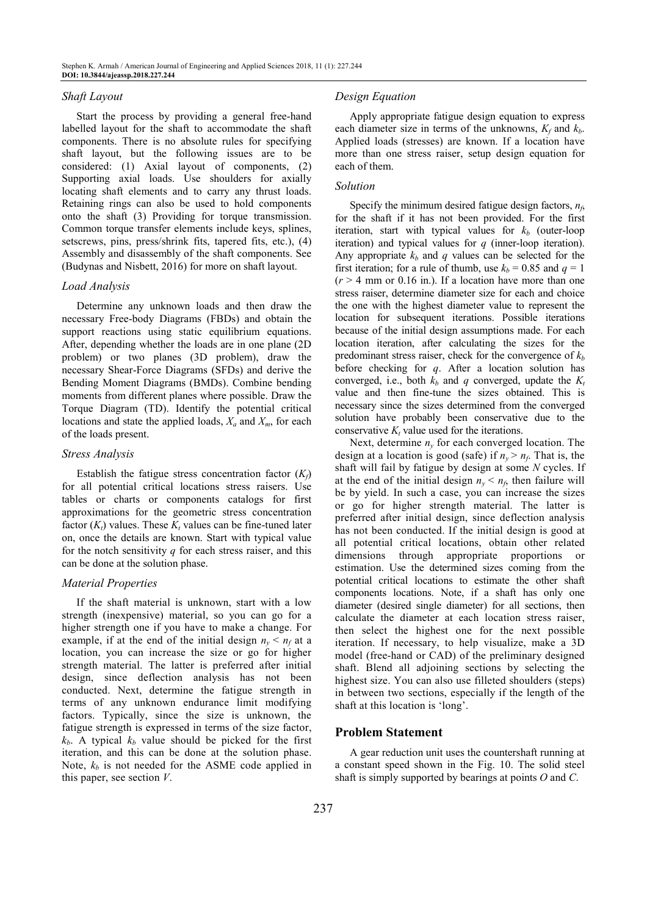### Shaft Layout

Start the process by providing a general free-hand labelled layout for the shaft to accommodate the shaft components. There is no absolute rules for specifying shaft layout, but the following issues are to be considered: (1) Axial layout of components, (2) Supporting axial loads. Use shoulders for axially locating shaft elements and to carry any thrust loads. Retaining rings can also be used to hold components onto the shaft (3) Providing for torque transmission. Common torque transfer elements include keys, splines, setscrews, pins, press/shrink fits, tapered fits, etc.), (4) Assembly and disassembly of the shaft components. See (Budynas and Nisbett, 2016) for more on shaft layout.

### Load Analysis

Determine any unknown loads and then draw the necessary Free-body Diagrams (FBDs) and obtain the support reactions using static equilibrium equations. After, depending whether the loads are in one plane (2D problem) or two planes (3D problem), draw the necessary Shear-Force Diagrams (SFDs) and derive the Bending Moment Diagrams (BMDs). Combine bending moments from different planes where possible. Draw the Torque Diagram (TD). Identify the potential critical locations and state the applied loads, $X_a$ and $X_m$, for each of the loads present.

### Stress Analysis

Establish the fatigue stress concentration factor ($K_f$) for all potential critical locations stress raisers. Use tables or charts or components catalogs for first approximations for the geometric stress concentration factor ($K_t$) values. These $K_t$ values can be fine-tuned later on, once the details are known. Start with typical value for the notch sensitivity $q$ for each stress raiser, and this can be done at the solution phase.

### Material Properties

If the shaft material is unknown, start with a low strength (inexpensive) material, so you can go for a higher strength one if you have to make a change. For example, if at the end of the initial design $n_y < n_f$ at a location, you can increase the size or go for higher strength material. The latter is preferred after initial design, since deflection analysis has not been conducted. Next, determine the fatigue strength in terms of any unknown endurance limit modifying factors. Typically, since the size is unknown, the fatigue strength is expressed in terms of the size factor, $k_b$. A typical $k_b$ value should be picked for the first iteration, and this can be done at the solution phase. Note, $k_b$ is not needed for the ASME code applied in this paper, see section *V*.

### Design Equation

Apply appropriate fatigue design equation to express each diameter size in terms of the unknowns, $K_f$ and $k_b$. Applied loads (stresses) are known. If a location have more than one stress raiser, setup design equation for each of them.

### Solution

Specify the minimum desired fatigue design factors, $n_f$, for the shaft if it has not been provided. For the first iteration, start with typical values for $k_b$ (outer-loop iteration) and typical values for $q$ (inner-loop iteration). Any appropriate $k_b$ and $q$ values can be selected for the first iteration; for a rule of thumb, use $k_b = 0.85$ and $q = 1$ ($r > 4$ mm or 0.16 in.). If a location have more than one stress raiser, determine diameter size for each and choice the one with the highest diameter value to represent the location for subsequent iterations. Possible iterations because of the initial design assumptions made. For each location iteration, after calculating the sizes for the predominant stress raiser, check for the convergence of $k_b$ before checking for $q$. After a location solution has converged, i.e., both $k_b$ and $q$ converged, update the $K_t$ value and then fine-tune the sizes obtained. This is necessary since the sizes determined from the converged solution have probably been conservative due to the conservative $K_t$ value used for the iterations.

Next, determine $n_y$ for each converged location. The design at a location is good (safe) if $n_y > n_f$. That is, the shaft will fail by fatigue by design at some *N* cycles. If at the end of the initial design $n_y < n_f$, then failure will be by yield. In such a case, you can increase the sizes or go for higher strength material. The latter is preferred after initial design, since deflection analysis has not been conducted. If the initial design is good at all potential critical locations, obtain other related dimensions through appropriate proportions or estimation. Use the determined sizes coming from the potential critical locations to estimate the other shaft components locations. Note, if a shaft has only one diameter (desired single diameter) for all sections, then calculate the diameter at each location stress raiser, then select the highest one for the next possible iteration. If necessary, to help visualize, make a 3D model (free-hand or CAD) of the preliminary designed shaft. Blend all adjoining sections by selecting the highest size. You can also use filleted shoulders (steps) in between two sections, especially if the length of the shaft at this location is 'long'.

## Problem Statement

A gear reduction unit uses the countershaft running at a constant speed shown in the Fig. 10. The solid steel shaft is simply supported by bearings at points *O* and *C*.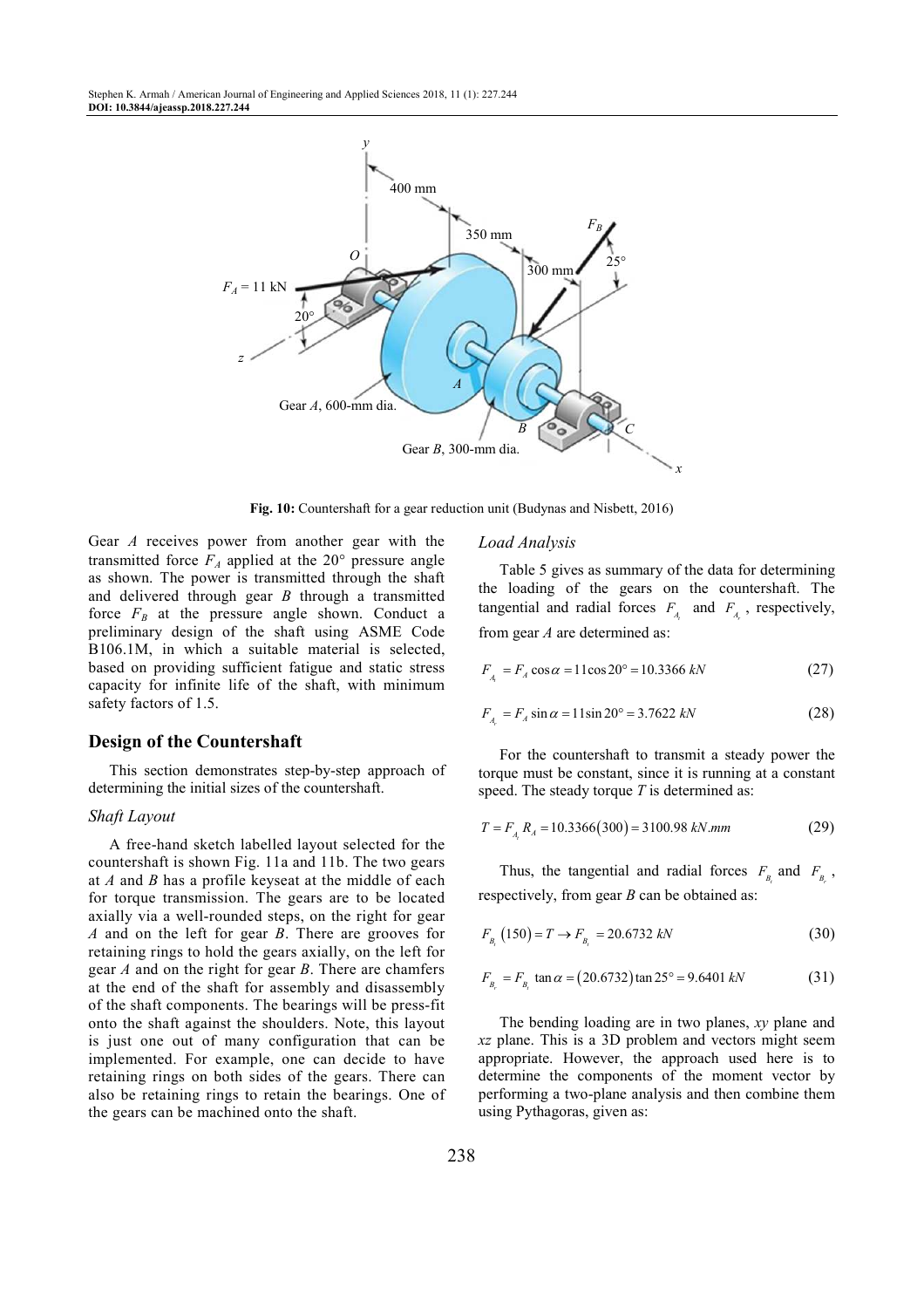Fig. 10: Countershaft for a gear reduction unit (Budynas and Nisbett, 2016)

Gear $A$ receives power from another gear with the transmitted force $F_A$ applied at the 20° pressure angle as shown. The power is transmitted through the shaft and delivered through gear $B$ through a transmitted force $F_B$ at the pressure angle shown. Conduct a preliminary design of the shaft using ASME Code B106.1M, in which a suitable material is selected, based on providing sufficient fatigue and static stress capacity for infinite life of the shaft, with minimum safety factors of 1.5.

## Design of the Countershaft

This section demonstrates step-by-step approach of determining the initial sizes of the countershaft.

### *Shaft Layout*

A free-hand sketch labelled layout selected for the countershaft is shown Fig. 11a and 11b. The two gears at $A$ and $B$ has a profile keyseat at the middle of each for torque transmission. The gears are to be located axially via a well-rounded steps, on the right for gear $A$ and on the left for gear $B$. There are grooves for retaining rings to hold the gears axially, on the left for gear $A$ and on the right for gear $B$. There are chamfers at the end of the shaft for assembly and disassembly of the shaft components. The bearings will be press-fit onto the shaft against the shoulders. Note, this layout is just one out of many configuration that can be implemented. For example, one can decide to have retaining rings on both sides of the gears. There can also be retaining rings to retain the bearings. One of the gears can be machined onto the shaft.

### *Load Analysis*

Table 5 gives as summary of the data for determining the loading of the gears on the countershaft. The tangential and radial forces $F_{A_t}$ and $F_{A_r}$, respectively, from gear $A$ are determined as:

$$F_{A_t} = F_A \cos\alpha = 11\cos 20° = 10.3366\ kN \tag{27}$$

$$F_{A_r} = F_A \sin\alpha = 11\sin 20° = 3.7622\ kN \tag{28}$$

For the countershaft to transmit a steady power the torque must be constant, since it is running at a constant speed. The steady torque $T$ is determined as:

$$T = F_{A_t} R_A = 10.3366(300) = 3100.98\ kN.mm \tag{29}$$

Thus, the tangential and radial forces $F_{B_t}$ and $F_{B_r}$, respectively, from gear $B$ can be obtained as:

$$F_{B_t}(150) = T \rightarrow F_{B_t} = 20.6732\ kN \tag{30}$$

$$F_{B_r} = F_{B_t} \tan\alpha = (20.6732)\tan 25° = 9.6401\ kN \tag{31}$$

The bending loading are in two planes, $xy$ plane and $xz$ plane. This is a 3D problem and vectors might seem appropriate. However, the approach used here is to determine the components of the moment vector by performing a two-plane analysis and then combine them using Pythagoras, given as: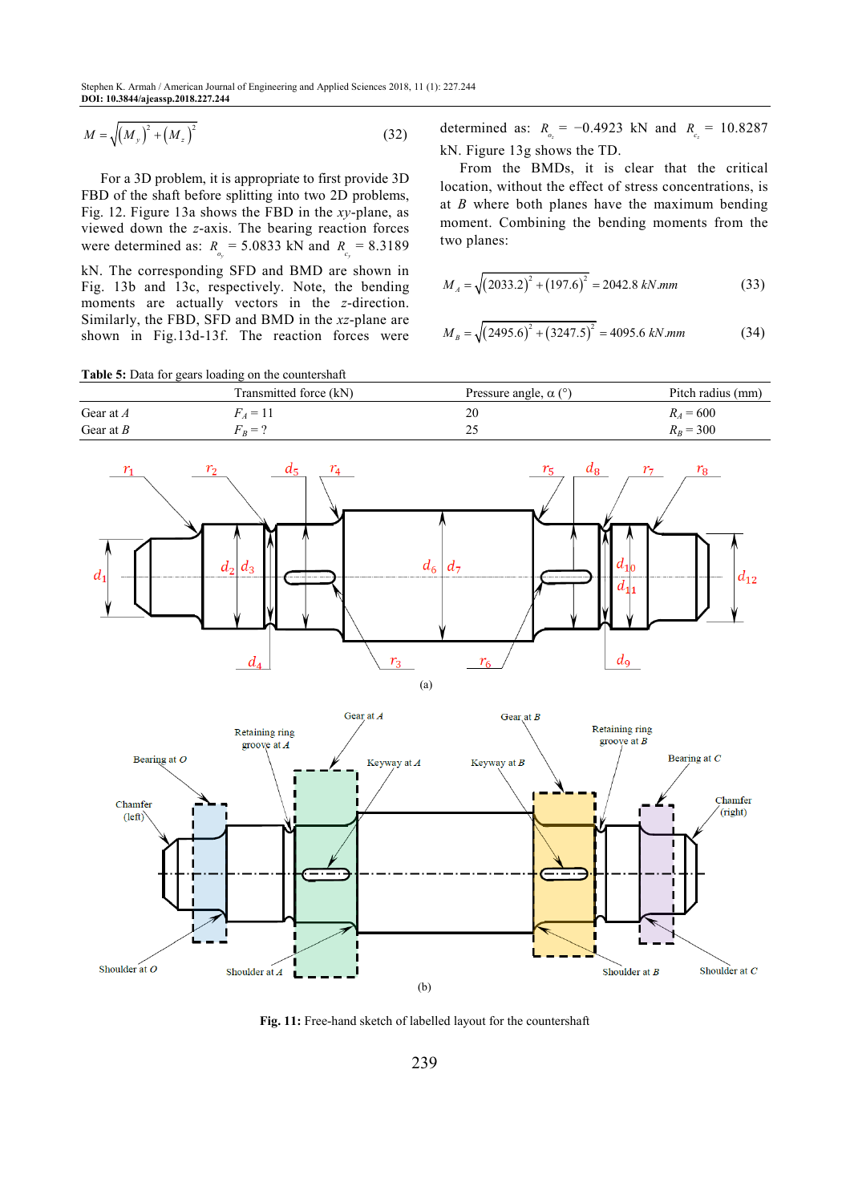$$M = \sqrt{(M_y)^2 + (M_z)^2} \tag{32}$$

For a 3D problem, it is appropriate to first provide 3D FBD of the shaft before splitting into two 2D problems, Fig. 12. Figure 13a shows the FBD in the *xy*-plane, as viewed down the *z*-axis. The bearing reaction forces were determined as: $R_{o_y} = 5.0833$ kN and $R_{c_y} = 8.3189$ kN. The corresponding SFD and BMD are shown in Fig. 13b and 13c, respectively. Note, the bending moments are actually vectors in the *z*-direction. Similarly, the FBD, SFD and BMD in the *xz*-plane are shown in Fig.13d-13f. The reaction forces were determined as: $R_{o_z} = -0.4923$ kN and $R_{c_z} = 10.8287$ kN. Figure 13g shows the TD.

From the BMDs, it is clear that the critical location, without the effect of stress concentrations, is at *B* where both planes have the maximum bending moment. Combining the bending moments from the two planes:

$$M_A = \sqrt{(2033.2)^2 + (197.6)^2} = 2042.8 \; kN.mm \tag{33}$$

$$M_B = \sqrt{(2495.6)^2 + (3247.5)^2} = 4095.6 \; kN.mm \tag{34}$$

**Table 5:** Data for gears loading on the countershaft

| | Transmitted force (kN) | Pressure angle, α (°) | Pitch radius (mm) |
|---|---|---|---|
| Gear at *A* | $F_A = 11$ | 20 | $R_A = 600$ |
| Gear at *B* | $F_B = ?$ | 25 | $R_B = 300$ |

**Fig. 11:** Free-hand sketch of labelled layout for the countershaft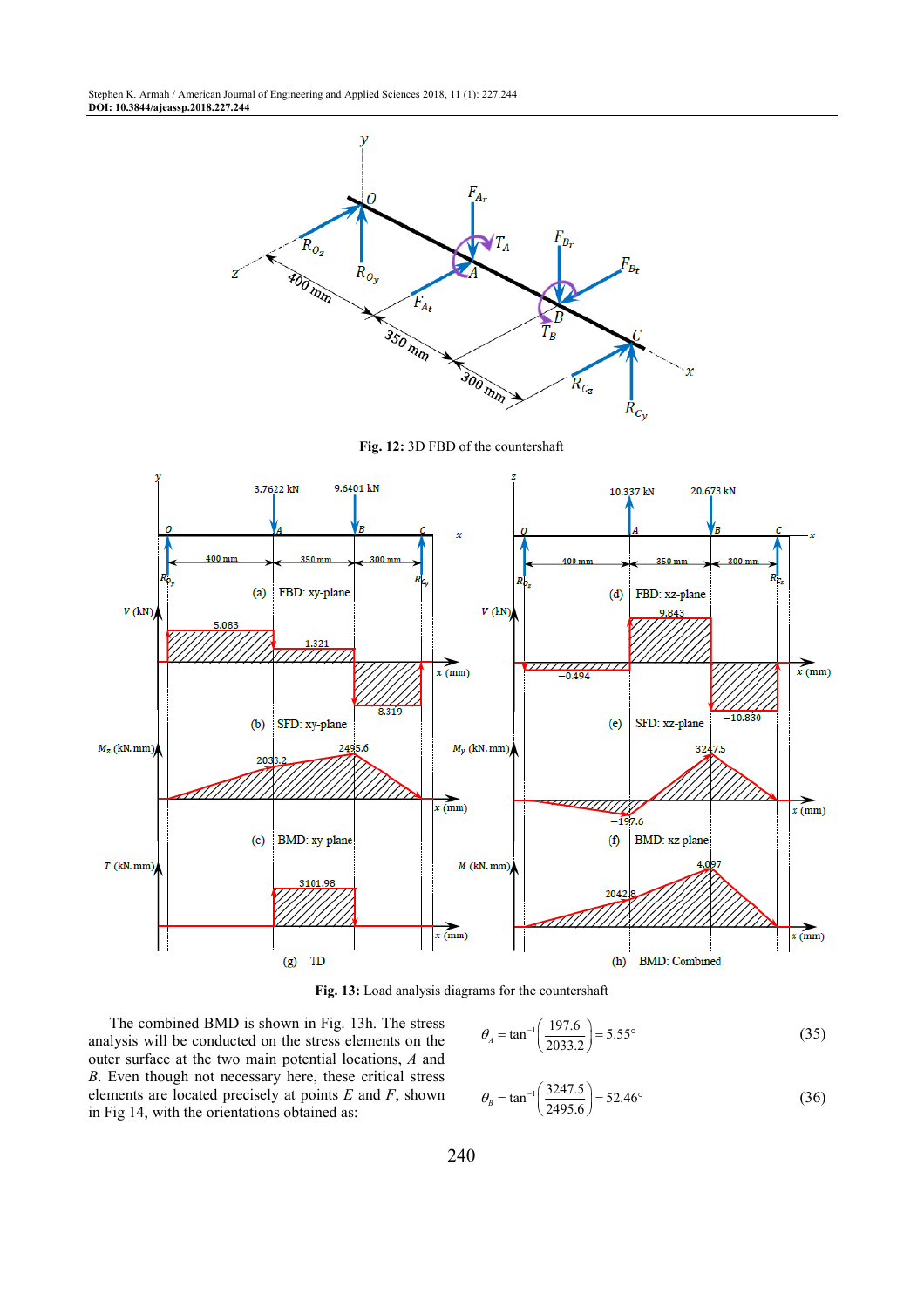Fig. 12: 3D FBD of the countershaft

Fig. 13: Load analysis diagrams for the countershaft

The combined BMD is shown in Fig. 13h. The stress analysis will be conducted on the stress elements on the outer surface at the two main potential locations, $A$ and $B$. Even though not necessary here, these critical stress elements are located precisely at points $E$ and $F$, shown in Fig 14, with the orientations obtained as:

$$\theta_A = \tan^{-1}\left(\frac{197.6}{2033.2}\right) = 5.55° \tag{35}$$

$$\theta_B = \tan^{-1}\left(\frac{3247.5}{2495.6}\right) = 52.46° \tag{36}$$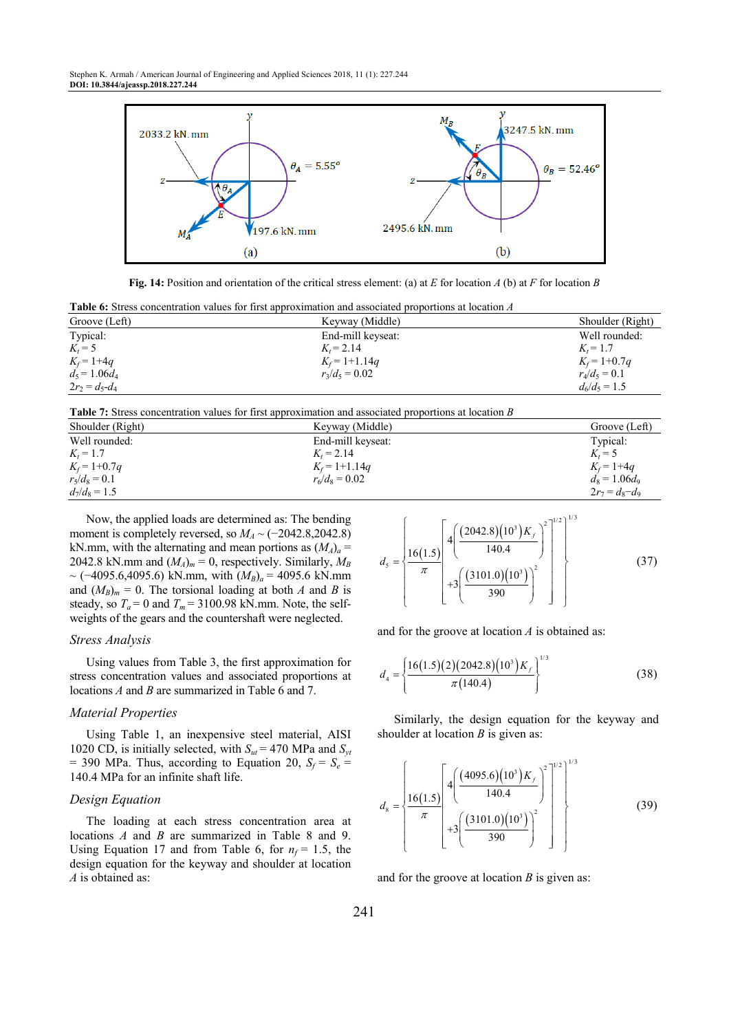**Fig. 14:** Position and orientation of the critical stress element: (a) at $E$ for location $A$ (b) at $F$ for location $B$

**Table 6:** Stress concentration values for first approximation and associated proportions at location $A$

| Groove (Left) | Keyway (Middle) | Shoulder (Right) |
|---|---|---|
| Typical: | End-mill keyseat: | Well rounded: |
| $K_t = 5$ | $K_t = 2.14$ | $K_t = 1.7$ |
| $K_f = 1{+}4q$ | $K_f = 1{+}1.14q$ | $K_f = 1{+}0.7q$ |
| $d_5 = 1.06d_4$ | $r_3/d_5 = 0.02$ | $r_4/d_5 = 0.1$ |
| $2r_2 = d_5{-}d_4$ | | $d_6/d_5 = 1.5$ |

**Table 7:** Stress concentration values for first approximation and associated proportions at location $B$

| Shoulder (Right) | Keyway (Middle) | Groove (Left) |
|---|---|---|
| Well rounded: | End-mill keyseat: | Typical: |
| $K_t = 1.7$ | $K_t = 2.14$ | $K_t = 5$ |
| $K_f = 1{+}0.7q$ | $K_f = 1{+}1.14q$ | $K_f = 1{+}4q$ |
| $r_5/d_8 = 0.1$ | $r_6/d_8 = 0.02$ | $d_8 = 1.06d_9$ |
| $d_7/d_8 = 1.5$ | | $2r_7 = d_8{-}d_9$ |

Now, the applied loads are determined as: The bending moment is completely reversed, so $M_A \sim (-2042.8, 2042.8)$ kN.mm, with the alternating and mean portions as $(M_A)_a = 2042.8$ kN.mm and $(M_A)_m = 0$, respectively. Similarly, $M_B \sim (-4095.6, 4095.6)$ kN.mm, with $(M_B)_a = 4095.6$ kN.mm and $(M_B)_m = 0$. The torsional loading at both $A$ and $B$ is steady, so $T_a = 0$ and $T_m = 3100.98$ kN.mm. Note, the self-weights of the gears and the countershaft were neglected.

### *Stress Analysis*

Using values from Table 3, the first approximation for stress concentration values and associated proportions at locations $A$ and $B$ are summarized in Table 6 and 7.

### *Material Properties*

Using Table 1, an inexpensive steel material, AISI 1020 CD, is initially selected, with $S_{ut} = 470$ MPa and $S_{yt} = 390$ MPa. Thus, according to Equation 20, $S_f = S_e = 140.4$ MPa for an infinite shaft life.

### *Design Equation*

The loading at each stress concentration area at locations $A$ and $B$ are summarized in Table 8 and 9. Using Equation 17 and from Table 6, for $n_f = 1.5$, the design equation for the keyway and shoulder at location $A$ is obtained as:

$$d_5 = \left\{ \frac{16(1.5)}{\pi} \left[ 4\left( \frac{(2042.8)(10^3)K_f}{140.4} \right)^2 + 3\left( \frac{(3101.0)(10^3)}{390} \right)^2 \right]^{1/2} \right\}^{1/3} \tag{37}$$

and for the groove at location $A$ is obtained as:

$$d_4 = \left\{ \frac{16(1.5)(2)(2042.8)(10^3)K_f}{\pi(140.4)} \right\}^{1/3} \tag{38}$$

Similarly, the design equation for the keyway and shoulder at location $B$ is given as:

$$d_8 = \left\{ \frac{16(1.5)}{\pi} \left[ 4\left( \frac{(4095.6)(10^3)K_f}{140.4} \right)^2 + 3\left( \frac{(3101.0)(10^3)}{390} \right)^2 \right]^{1/2} \right\}^{1/3} \tag{39}$$

and for the groove at location $B$ is given as: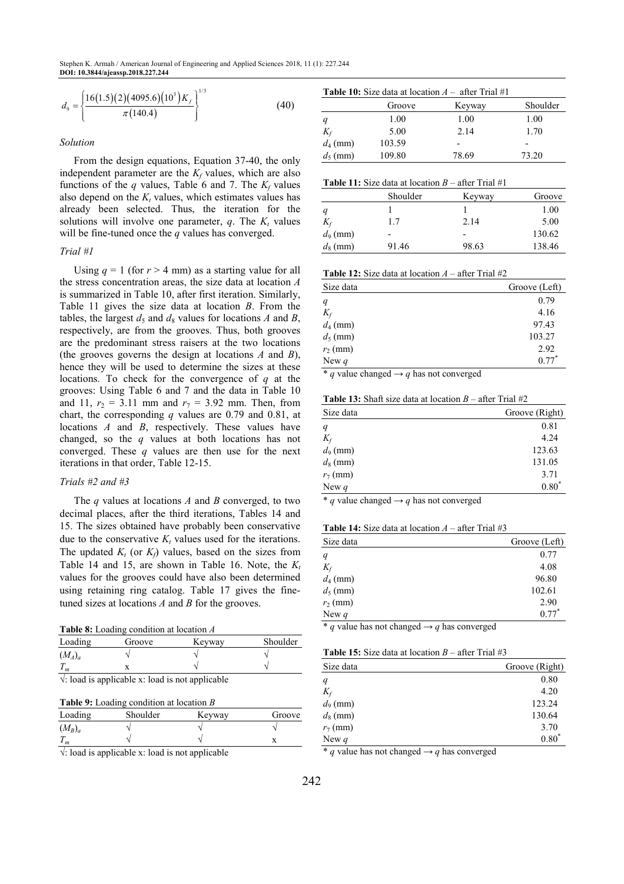$$d_9 = \left\{ \frac{16(1.5)(2)(4095.6)(10^3)K_f}{\pi(140.4)} \right\}^{1/3} \tag{40}$$

*Solution*

From the design equations, Equation 37-40, the only independent parameter are the $K_f$ values, which are also functions of the $q$ values, Table 6 and 7. The $K_f$ values also depend on the $K_t$ values, which estimates values has already been selected. Thus, the iteration for the solutions will involve one parameter, $q$. The $K_t$ values will be fine-tuned once the $q$ values has converged.

*Trial #1*

Using $q = 1$ (for $r > 4$ mm) as a starting value for all the stress concentration areas, the size data at location $A$ is summarized in Table 10, after first iteration. Similarly, Table 11 gives the size data at location $B$. From the tables, the largest $d_5$ and $d_8$ values for locations $A$ and $B$, respectively, are from the grooves. Thus, both grooves are the predominant stress raisers at the two locations (the grooves governs the design at locations $A$ and $B$), hence they will be used to determine the sizes at these locations. To check for the convergence of $q$ at the grooves: Using Table 6 and 7 and the data in Table 10 and 11, $r_2 = 3.11$ mm and $r_7 = 3.92$ mm. Then, from chart, the corresponding $q$ values are 0.79 and 0.81, at locations $A$ and $B$, respectively. These values have changed, so the $q$ values at both locations has not converged. These $q$ values are then use for the next iterations in that order, Table 12-15.

*Trials #2 and #3*

The $q$ values at locations $A$ and $B$ converged, to two decimal places, after the third iterations, Tables 14 and 15. The sizes obtained have probably been conservative due to the conservative $K_t$ values used for the iterations. The updated $K_t$ (or $K_f$) values, based on the sizes from Table 14 and 15, are shown in Table 16. Note, the $K_t$ values for the grooves could have also been determined using retaining ring catalog. Table 17 gives the fine-tuned sizes at locations $A$ and $B$ for the grooves.

**Table 8:** Loading condition at location $A$

| Loading | Groove | Keyway | Shoulder |
|---|---|---|---|
| $(M_A)_a$ | √ | √ | √ |
| $T_m$ | x | √ | √ |

√: load is applicable x: load is not applicable

**Table 9:** Loading condition at location $B$

| Loading | Shoulder | Keyway | Groove |
|---|---|---|---|
| $(M_B)_a$ | √ | √ | √ |
| $T_m$ | √ | √ | x |

√: load is applicable x: load is not applicable

**Table 10:** Size data at location $A$ – after Trial #1

| | Groove | Keyway | Shoulder |
|---|---|---|---|
| $q$ | 1.00 | 1.00 | 1.00 |
| $K_f$ | 5.00 | 2.14 | 1.70 |
| $d_4$ (mm) | 103.59 | - | - |
| $d_5$ (mm) | 109.80 | 78.69 | 73.20 |

**Table 11:** Size data at location $B$ – after Trial #1

| | Shoulder | Keyway | Groove |
|---|---|---|---|
| $q$ | 1 | 1 | 1.00 |
| $K_f$ | 1.7 | 2.14 | 5.00 |
| $d_9$ (mm) | - | - | 130.62 |
| $d_8$ (mm) | 91.46 | 98.63 | 138.46 |

**Table 12:** Size data at location $A$ – after Trial #2

| Size data | Groove (Left) |
|---|---|
| $q$ | 0.79 |
| $K_f$ | 4.16 |
| $d_4$ (mm) | 97.43 |
| $d_5$ (mm) | 103.27 |
| $r_2$ (mm) | 2.92 |
| New $q$ | 0.77* |

* $q$ value changed → $q$ has not converged

**Table 13:** Shaft size data at location $B$ – after Trial #2

| Size data | Groove (Right) |
|---|---|
| $q$ | 0.81 |
| $K_f$ | 4.24 |
| $d_9$ (mm) | 123.63 |
| $d_8$ (mm) | 131.05 |
| $r_7$ (mm) | 3.71 |
| New $q$ | 0.80* |

* $q$ value changed → $q$ has not converged

**Table 14:** Size data at location $A$ – after Trial #3

| Size data | Groove (Left) |
|---|---|
| $q$ | 0.77 |
| $K_f$ | 4.08 |
| $d_4$ (mm) | 96.80 |
| $d_5$ (mm) | 102.61 |
| $r_2$ (mm) | 2.90 |
| New $q$ | 0.77* |

* $q$ value has not changed → $q$ has converged

**Table 15:** Size data at location $B$ – after Trial #3

| Size data | Groove (Right) |
|---|---|
| $q$ | 0.80 |
| $K_f$ | 4.20 |
| $d_9$ (mm) | 123.24 |
| $d_8$ (mm) | 130.64 |
| $r_7$ (mm) | 3.70 |
| New $q$ | 0.80* |

* $q$ value has not changed → $q$ has converged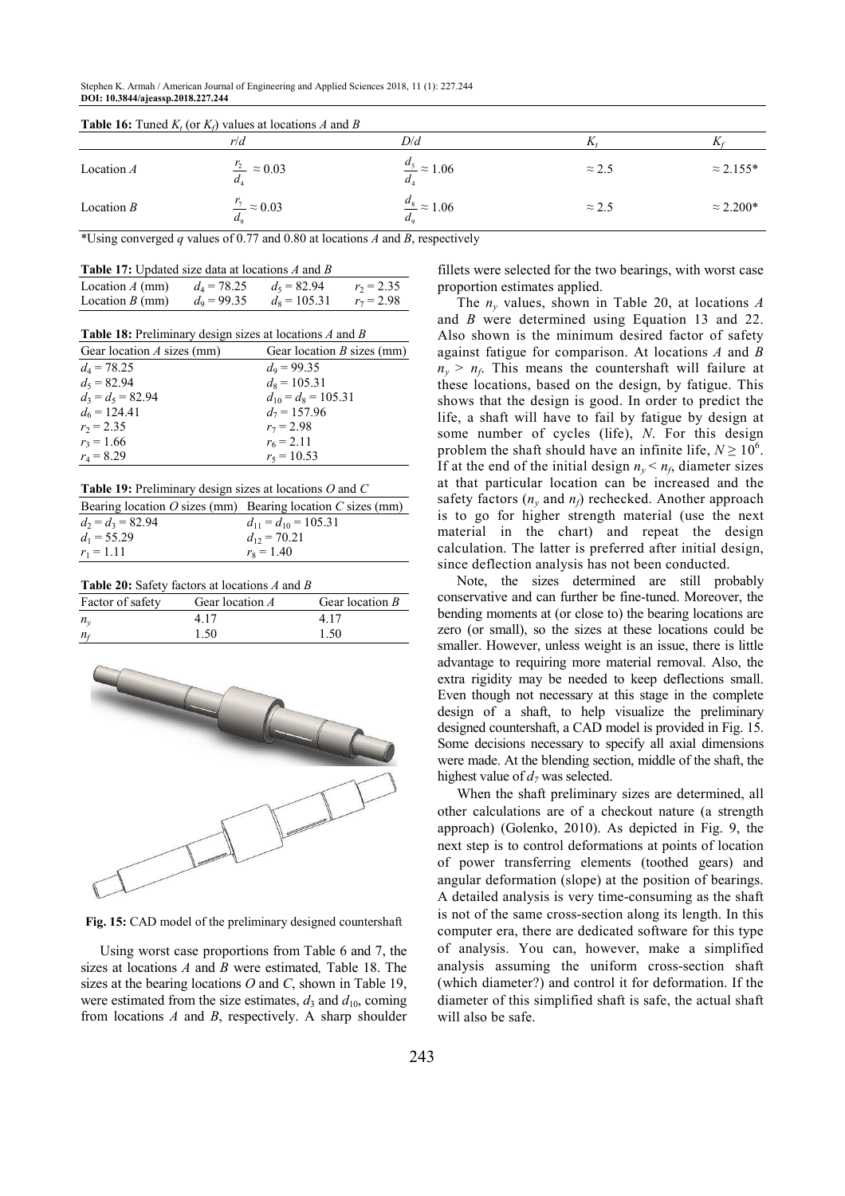**Table 16:** Tuned $K_t$ (or $K_f$) values at locations $A$ and $B$

| | $r/d$ | $D/d$ | $K_t$ | $K_f$ |
|---|---|---|---|---|
| Location $A$ | $\frac{r_2}{d_4} \approx 0.03$ | $\frac{d_5}{d_4} \approx 1.06$ | $\approx 2.5$ | $\approx 2.155$* |
| Location $B$ | $\frac{r_7}{d_9} \approx 0.03$ | $\frac{d_8}{d_9} \approx 1.06$ | $\approx 2.5$ | $\approx 2.200$* |

*Using converged $q$ values of 0.77 and 0.80 at locations $A$ and $B$, respectively

**Table 17:** Updated size data at locations $A$ and $B$

| | | | |
|---|---|---|---|
| Location $A$ (mm) | $d_4 = 78.25$ | $d_5 = 82.94$ | $r_2 = 2.35$ |
| Location $B$ (mm) | $d_9 = 99.35$ | $d_8 = 105.31$ | $r_7 = 2.98$ |

**Table 18:** Preliminary design sizes at locations $A$ and $B$

| Gear location $A$ sizes (mm) | Gear location $B$ sizes (mm) |
|---|---|
| $d_4 = 78.25$ | $d_9 = 99.35$ |
| $d_5 = 82.94$ | $d_8 = 105.31$ |
| $d_3 = d_5 = 82.94$ | $d_{10} = d_8 = 105.31$ |
| $d_6 = 124.41$ | $d_7 = 157.96$ |
| $r_2 = 2.35$ | $r_7 = 2.98$ |
| $r_3 = 1.66$ | $r_6 = 2.11$ |
| $r_4 = 8.29$ | $r_5 = 10.53$ |

**Table 19:** Preliminary design sizes at locations $O$ and $C$

| Bearing location $O$ sizes (mm) | Bearing location $C$ sizes (mm) |
|---|---|
| $d_2 = d_3 = 82.94$ | $d_{11} = d_{10} = 105.31$ |
| $d_1 = 55.29$ | $d_{12} = 70.21$ |
| $r_1 = 1.11$ | $r_8 = 1.40$ |

**Table 20:** Safety factors at locations $A$ and $B$

| Factor of safety | Gear location $A$ | Gear location $B$ |
|---|---|---|
| $n_y$ | 4.17 | 4.17 |
| $n_f$ | 1.50 | 1.50 |

**Fig. 15:** CAD model of the preliminary designed countershaft

Using worst case proportions from Table 6 and 7, the sizes at locations $A$ and $B$ were estimated, Table 18. The sizes at the bearing locations $O$ and $C$, shown in Table 19, were estimated from the size estimates, $d_3$ and $d_{10}$, coming from locations $A$ and $B$, respectively. A sharp shoulder fillets were selected for the two bearings, with worst case proportion estimates applied.

The $n_y$ values, shown in Table 20, at locations $A$ and $B$ were determined using Equation 13 and 22. Also shown is the minimum desired factor of safety against fatigue for comparison. At locations $A$ and $B$ $n_y > n_f$. This means the countershaft will failure at these locations, based on the design, by fatigue. This shows that the design is good. In order to predict the life, a shaft will have to fail by fatigue by design at some number of cycles (life), $N$. For this design problem the shaft should have an infinite life, $N \geq 10^6$. If at the end of the initial design $n_y < n_f$, diameter sizes at that particular location can be increased and the safety factors ($n_y$ and $n_f$) rechecked. Another approach is to go for higher strength material (use the next material in the chart) and repeat the design calculation. The latter is preferred after initial design, since deflection analysis has not been conducted.

Note, the sizes determined are still probably conservative and can further be fine-tuned. Moreover, the bending moments at (or close to) the bearing locations are zero (or small), so the sizes at these locations could be smaller. However, unless weight is an issue, there is little advantage to requiring more material removal. Also, the extra rigidity may be needed to keep deflections small. Even though not necessary at this stage in the complete design of a shaft, to help visualize the preliminary designed countershaft, a CAD model is provided in Fig. 15. Some decisions necessary to specify all axial dimensions were made. At the blending section, middle of the shaft, the highest value of $d_7$ was selected.

When the shaft preliminary sizes are determined, all other calculations are of a checkout nature (a strength approach) (Golenko, 2010). As depicted in Fig. 9, the next step is to control deformations at points of location of power transferring elements (toothed gears) and angular deformation (slope) at the position of bearings. A detailed analysis is very time-consuming as the shaft is not of the same cross-section along its length. In this computer era, there are dedicated software for this type of analysis. You can, however, make a simplified analysis assuming the uniform cross-section shaft (which diameter?) and control it for deformation. If the diameter of this simplified shaft is safe, the actual shaft will also be safe.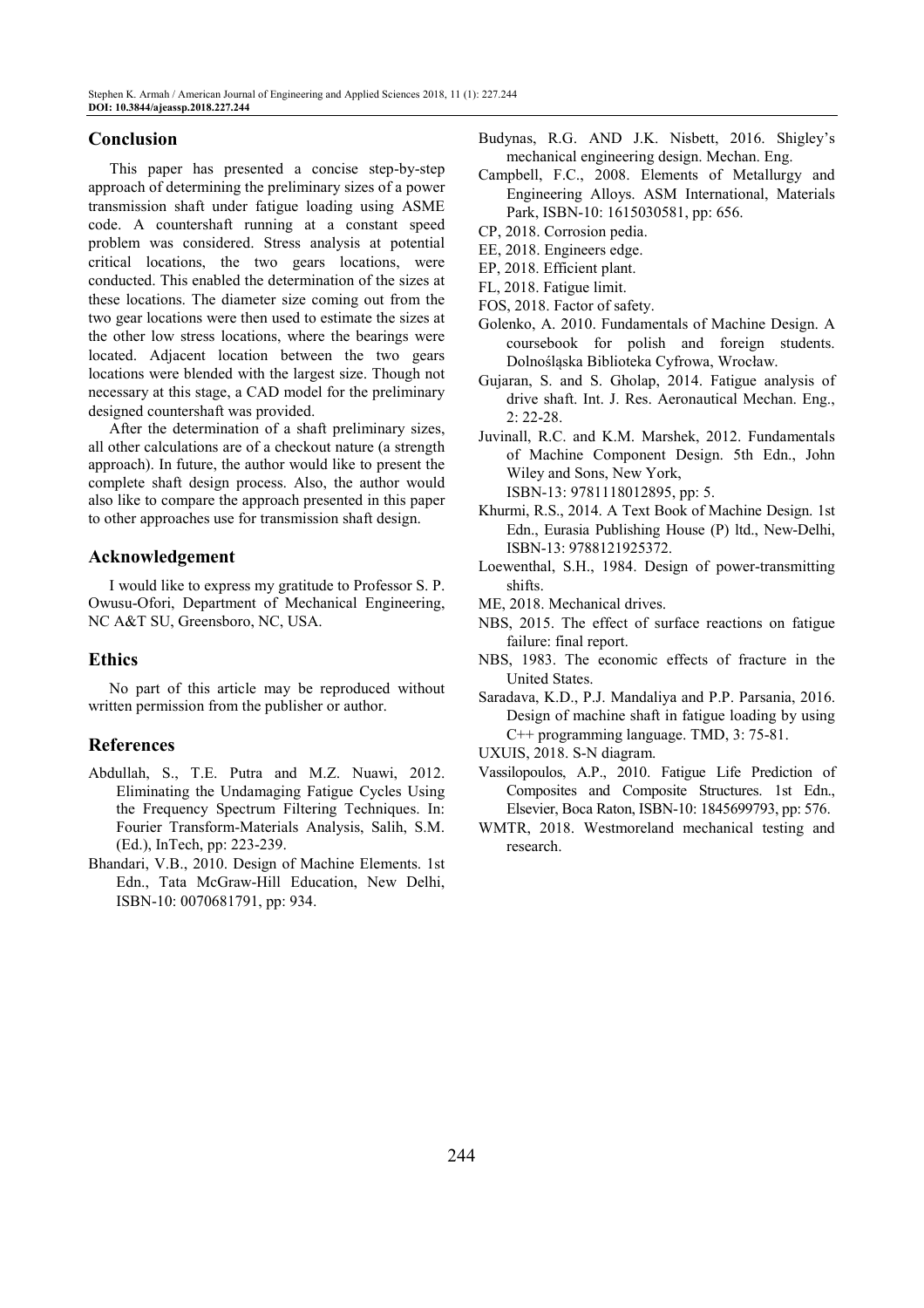## Conclusion

This paper has presented a concise step-by-step approach of determining the preliminary sizes of a power transmission shaft under fatigue loading using ASME code. A countershaft running at a constant speed problem was considered. Stress analysis at potential critical locations, the two gears locations, were conducted. This enabled the determination of the sizes at these locations. The diameter size coming out from the two gear locations were then used to estimate the sizes at the other low stress locations, where the bearings were located. Adjacent location between the two gears locations were blended with the largest size. Though not necessary at this stage, a CAD model for the preliminary designed countershaft was provided.

After the determination of a shaft preliminary sizes, all other calculations are of a checkout nature (a strength approach). In future, the author would like to present the complete shaft design process. Also, the author would also like to compare the approach presented in this paper to other approaches use for transmission shaft design.

## Acknowledgement

I would like to express my gratitude to Professor S. P. Owusu-Ofori, Department of Mechanical Engineering, NC A&T SU, Greensboro, NC, USA.

## Ethics

No part of this article may be reproduced without written permission from the publisher or author.

## References

Abdullah, S., T.E. Putra and M.Z. Nuawi, 2012. Eliminating the Undamaging Fatigue Cycles Using the Frequency Spectrum Filtering Techniques. In: Fourier Transform-Materials Analysis, Salih, S.M. (Ed.), InTech, pp: 223-239.

Bhandari, V.B., 2010. Design of Machine Elements. 1st Edn., Tata McGraw-Hill Education, New Delhi, ISBN-10: 0070681791, pp: 934.

Budynas, R.G. AND J.K. Nisbett, 2016. Shigley's mechanical engineering design. Mechan. Eng.

Campbell, F.C., 2008. Elements of Metallurgy and Engineering Alloys. ASM International, Materials Park, ISBN-10: 1615030581, pp: 656.

CP, 2018. Corrosion pedia.

EE, 2018. Engineers edge.

EP, 2018. Efficient plant.

FL, 2018. Fatigue limit.

FOS, 2018. Factor of safety.

Golenko, A. 2010. Fundamentals of Machine Design. A coursebook for polish and foreign students. Dolnośląska Biblioteka Cyfrowa, Wrocław.

Gujaran, S. and S. Gholap, 2014. Fatigue analysis of drive shaft. Int. J. Res. Aeronautical Mechan. Eng., 2: 22-28.

Juvinall, R.C. and K.M. Marshek, 2012. Fundamentals of Machine Component Design. 5th Edn., John Wiley and Sons, New York, ISBN-13: 9781118012895, pp: 5.

Khurmi, R.S., 2014. A Text Book of Machine Design. 1st Edn., Eurasia Publishing House (P) ltd., New-Delhi, ISBN-13: 9788121925372.

Loewenthal, S.H., 1984. Design of power-transmitting shfts.

ME, 2018. Mechanical drives.

NBS, 2015. The effect of surface reactions on fatigue failure: final report.

NBS, 1983. The economic effects of fracture in the United States.

Saradava, K.D., P.J. Mandaliya and P.P. Parsania, 2016. Design of machine shaft in fatigue loading by using C++ programming language. TMD, 3: 75-81.

UXUIS, 2018. S-N diagram.

Vassilopoulos, A.P., 2010. Fatigue Life Prediction of Composites and Composite Structures. 1st Edn., Elsevier, Boca Raton, ISBN-10: 1845699793, pp: 576.

WMTR, 2018. Westmoreland mechanical testing and research.